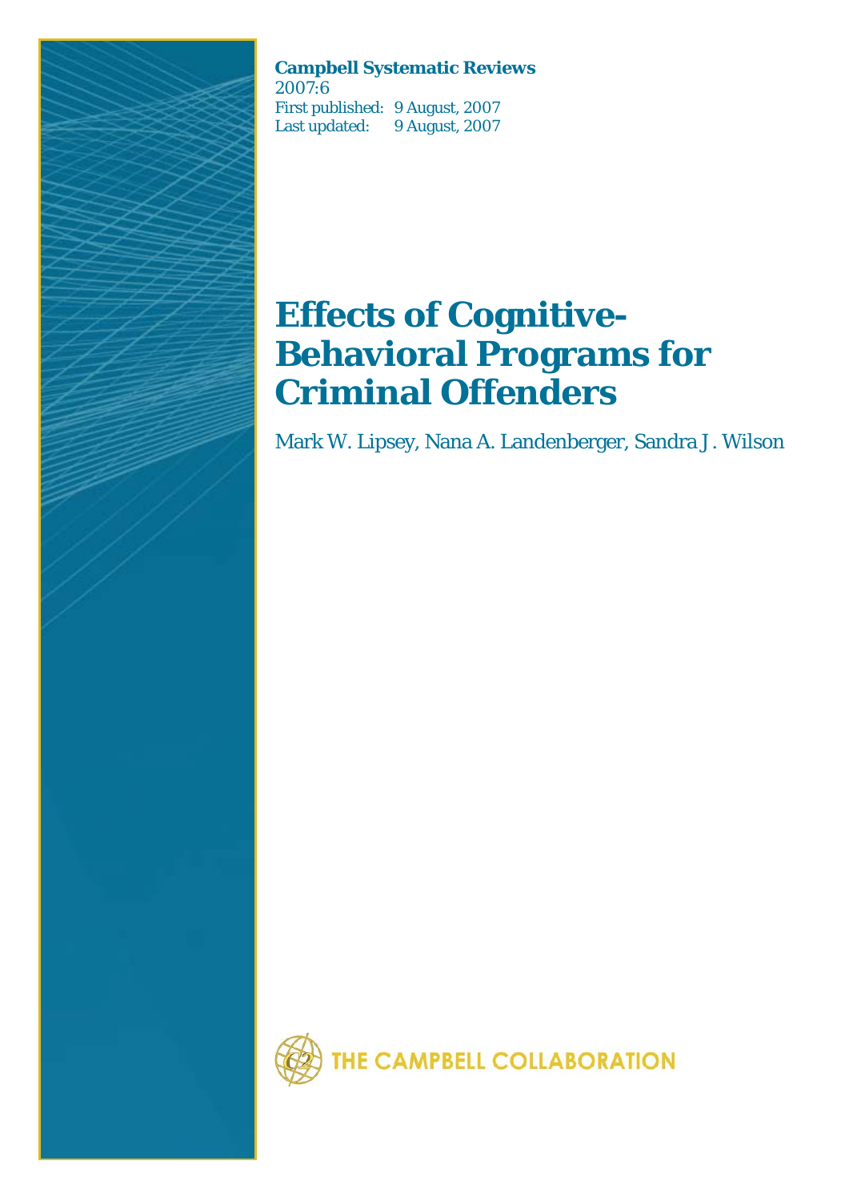**Campbell Systematic Reviews**
2007:6
First published: 9 August, 2007
Last updated: 9 August, 2007

# Effects of Cognitive-Behavioral Programs for Criminal Offenders

Mark W. Lipsey, Nana A. Landenberger, Sandra J. Wilson

THE CAMPBELL COLLABORATION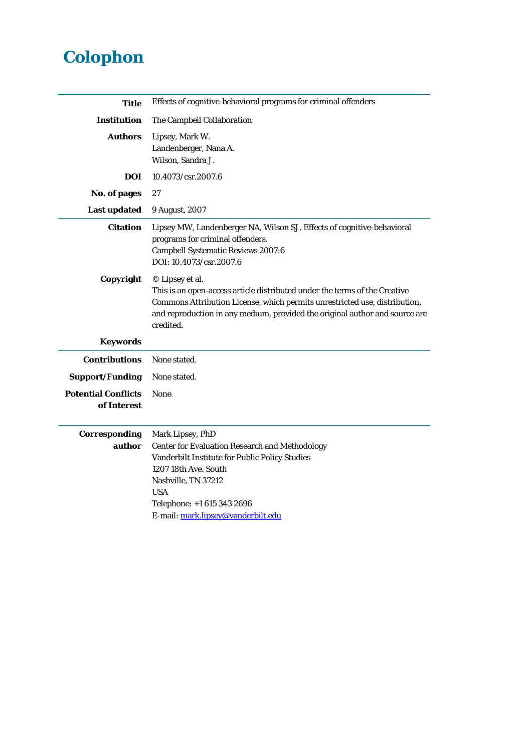# Colophon

| | |
|---|---|
| **Title** | Effects of cognitive-behavioral programs for criminal offenders |
| **Institution** | The Campbell Collaboration |
| **Authors** | Lipsey, Mark W.<br>Landenberger, Nana A.<br>Wilson, Sandra J. |
| **DOI** | 10.4073/csr.2007.6 |
| **No. of pages** | 27 |
| **Last updated** | 9 August, 2007 |
| **Citation** | Lipsey MW, Landenberger NA, Wilson SJ. Effects of cognitive-behavioral programs for criminal offenders.<br>Campbell Systematic Reviews 2007:6<br>DOI: 10.4073/csr.2007.6 |
| **Copyright** | © Lipsey et al.<br>This is an open-access article distributed under the terms of the Creative Commons Attribution License, which permits unrestricted use, distribution, and reproduction in any medium, provided the original author and source are credited. |
| **Keywords** | |
| **Contributions** | None stated. |
| **Support/Funding** | None stated. |
| **Potential Conflicts of Interest** | None. |
| **Corresponding author** | Mark Lipsey, PhD<br>Center for Evaluation Research and Methodology<br>Vanderbilt Institute for Public Policy Studies<br>1207 18th Ave. South<br>Nashville, TN 37212<br>USA<br>Telephone: +1 615 343 2696<br>E-mail: mark.lipsey@vanderbilt.edu |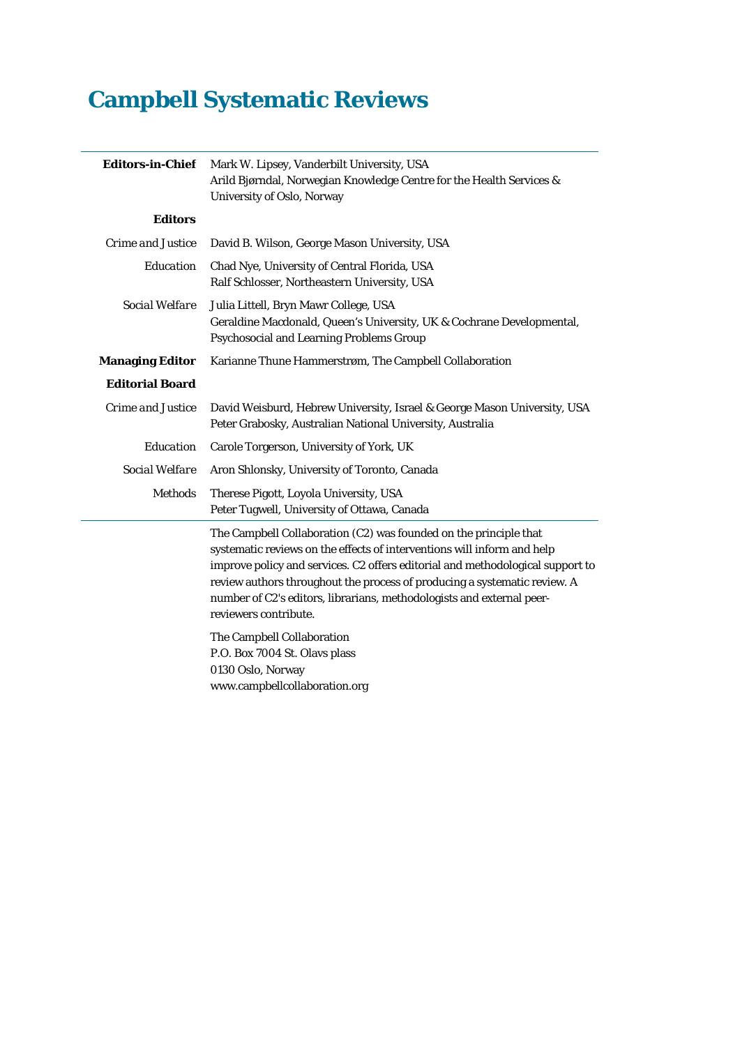# Campbell Systematic Reviews

| | |
|---|---|
| **Editors-in-Chief** | Mark W. Lipsey, Vanderbilt University, USA<br>Arild Bjørndal, Norwegian Knowledge Centre for the Health Services & University of Oslo, Norway |
| **Editors** | |
| *Crime and Justice* | David B. Wilson, George Mason University, USA |
| *Education* | Chad Nye, University of Central Florida, USA<br>Ralf Schlosser, Northeastern University, USA |
| *Social Welfare* | Julia Littell, Bryn Mawr College, USA<br>Geraldine Macdonald, Queen's University, UK & Cochrane Developmental, Psychosocial and Learning Problems Group |
| **Managing Editor** | Karianne Thune Hammerstrøm, The Campbell Collaboration |
| **Editorial Board** | |
| *Crime and Justice* | David Weisburd, Hebrew University, Israel & George Mason University, USA<br>Peter Grabosky, Australian National University, Australia |
| *Education* | Carole Torgerson, University of York, UK |
| *Social Welfare* | Aron Shlonsky, University of Toronto, Canada |
| Methods | Therese Pigott, Loyola University, USA<br>Peter Tugwell, University of Ottawa, Canada |

The Campbell Collaboration (C2) was founded on the principle that systematic reviews on the effects of interventions will inform and help improve policy and services. C2 offers editorial and methodological support to review authors throughout the process of producing a systematic review. A number of C2's editors, librarians, methodologists and external peer-reviewers contribute.

The Campbell Collaboration
P.O. Box 7004 St. Olavs plass
0130 Oslo, Norway
www.campbellcollaboration.org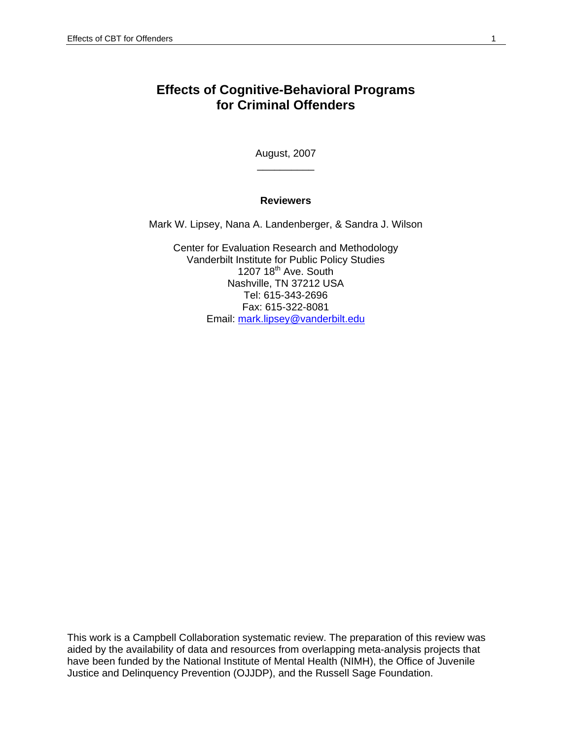# Effects of Cognitive-Behavioral Programs for Criminal Offenders

August, 2007

__________

**Reviewers**

Mark W. Lipsey, Nana A. Landenberger, & Sandra J. Wilson

Center for Evaluation Research and Methodology
Vanderbilt Institute for Public Policy Studies
1207 18th Ave. South
Nashville, TN 37212 USA
Tel: 615-343-2696
Fax: 615-322-8081
Email: mark.lipsey@vanderbilt.edu

This work is a Campbell Collaboration systematic review. The preparation of this review was aided by the availability of data and resources from overlapping meta-analysis projects that have been funded by the National Institute of Mental Health (NIMH), the Office of Juvenile Justice and Delinquency Prevention (OJJDP), and the Russell Sage Foundation.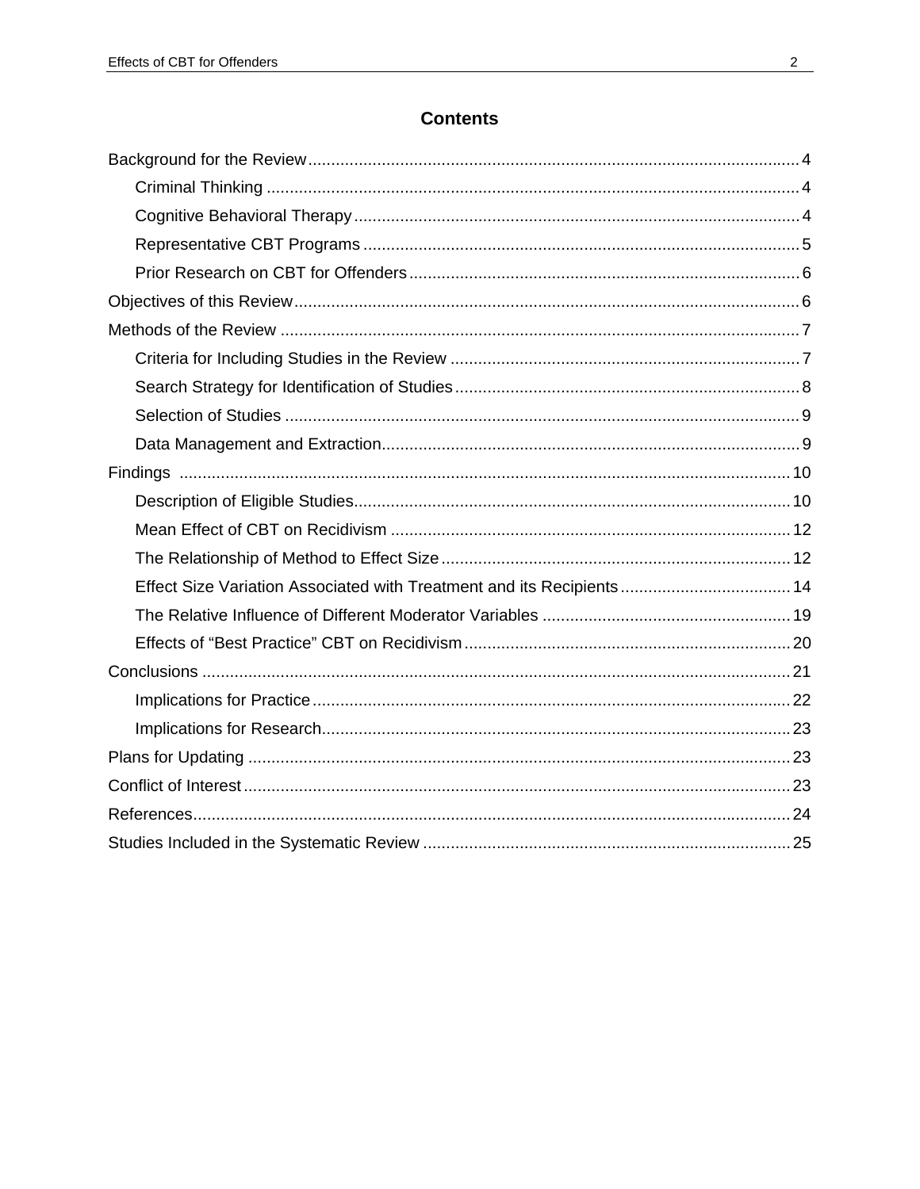## Contents

Background for the Review ........ 4
- Criminal Thinking ........ 4
- Cognitive Behavioral Therapy ........ 4
- Representative CBT Programs ........ 5
- Prior Research on CBT for Offenders ........ 6

Objectives of this Review ........ 6

Methods of the Review ........ 7
- Criteria for Including Studies in the Review ........ 7
- Search Strategy for Identification of Studies ........ 8
- Selection of Studies ........ 9
- Data Management and Extraction ........ 9

Findings ........ 10
- Description of Eligible Studies ........ 10
- Mean Effect of CBT on Recidivism ........ 12
- The Relationship of Method to Effect Size ........ 12
- Effect Size Variation Associated with Treatment and its Recipients ........ 14
- The Relative Influence of Different Moderator Variables ........ 19
- Effects of "Best Practice" CBT on Recidivism ........ 20

Conclusions ........ 21
- Implications for Practice ........ 22
- Implications for Research ........ 23

Plans for Updating ........ 23

Conflict of Interest ........ 23

References ........ 24

Studies Included in the Systematic Review ........ 25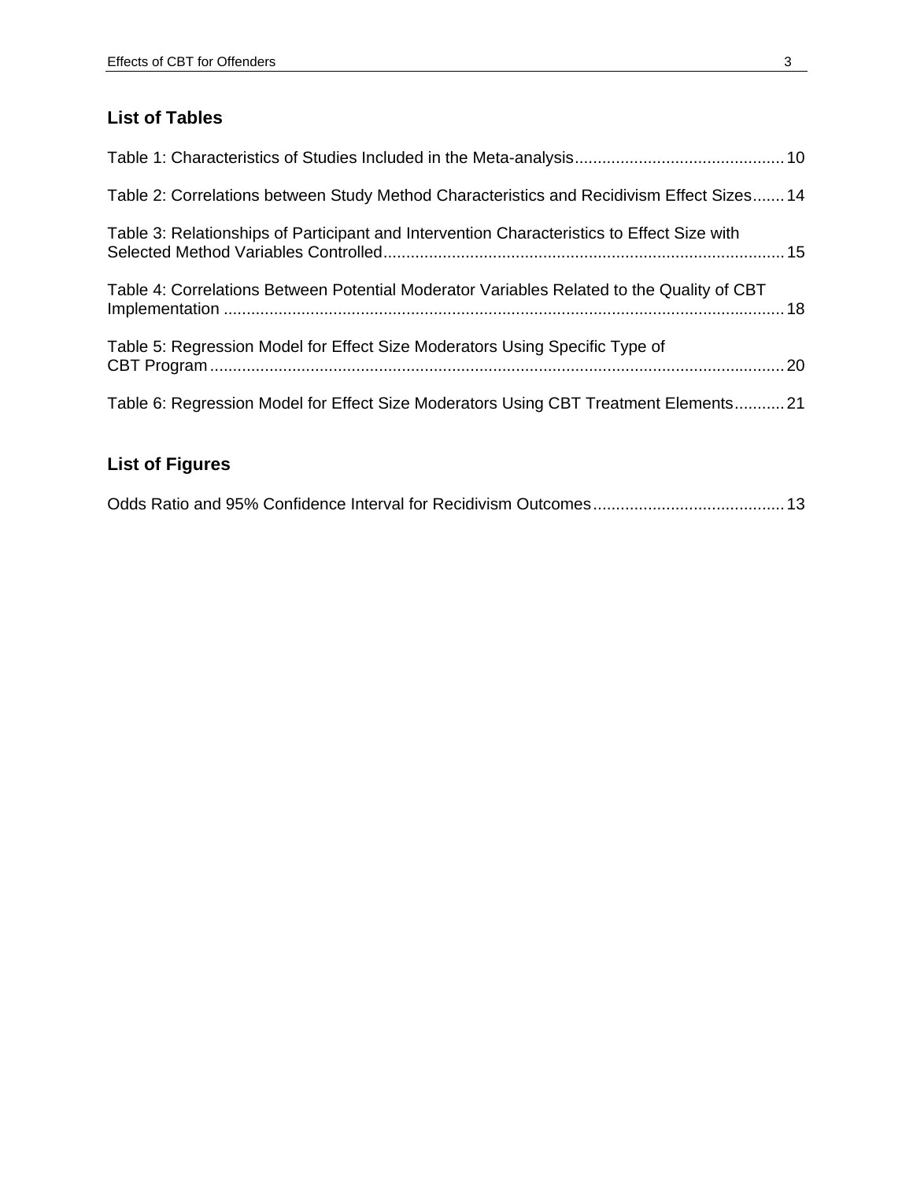## List of Tables

Table 1: Characteristics of Studies Included in the Meta-analysis.............................................10

Table 2: Correlations between Study Method Characteristics and Recidivism Effect Sizes.......14

Table 3: Relationships of Participant and Intervention Characteristics to Effect Size with Selected Method Variables Controlled.......................................................................................15

Table 4: Correlations Between Potential Moderator Variables Related to the Quality of CBT Implementation ..........................................................................................................................18

Table 5: Regression Model for Effect Size Moderators Using Specific Type of CBT Program.............................................................................................................................20

Table 6: Regression Model for Effect Size Moderators Using CBT Treatment Elements...........21

## List of Figures

Odds Ratio and 95% Confidence Interval for Recidivism Outcomes..........................................13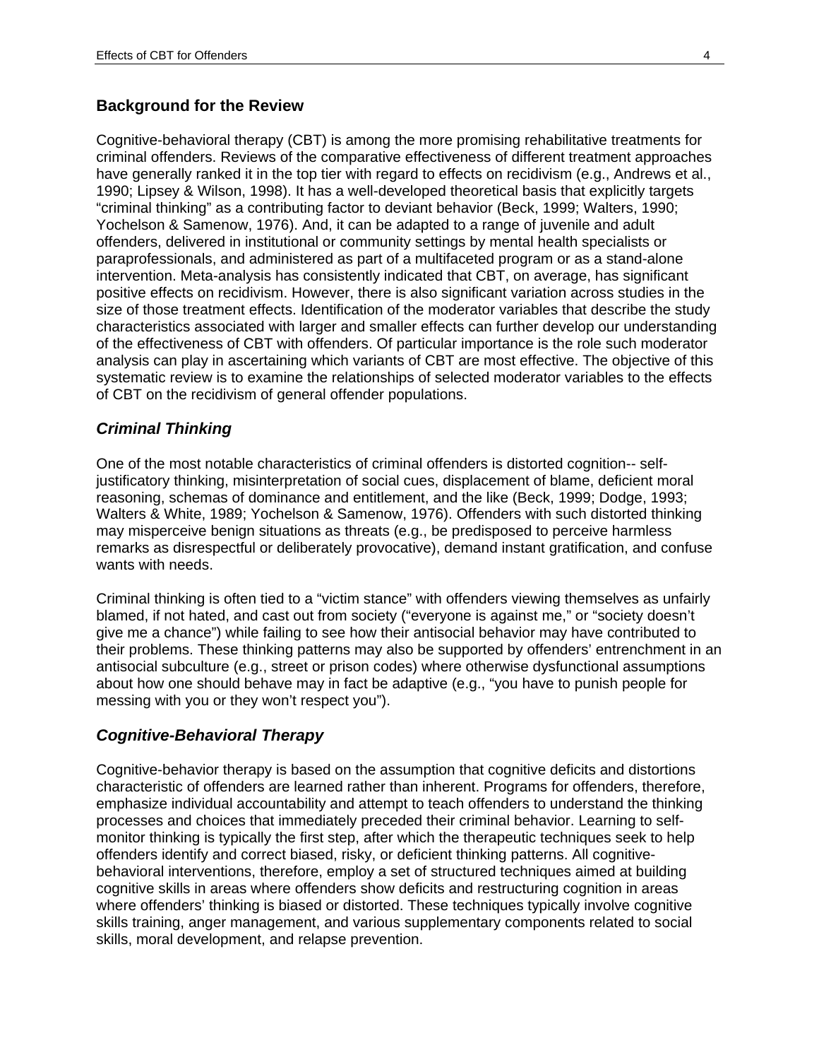## Background for the Review

Cognitive-behavioral therapy (CBT) is among the more promising rehabilitative treatments for criminal offenders. Reviews of the comparative effectiveness of different treatment approaches have generally ranked it in the top tier with regard to effects on recidivism (e.g., Andrews et al., 1990; Lipsey & Wilson, 1998). It has a well-developed theoretical basis that explicitly targets "criminal thinking" as a contributing factor to deviant behavior (Beck, 1999; Walters, 1990; Yochelson & Samenow, 1976). And, it can be adapted to a range of juvenile and adult offenders, delivered in institutional or community settings by mental health specialists or paraprofessionals, and administered as part of a multifaceted program or as a stand-alone intervention. Meta-analysis has consistently indicated that CBT, on average, has significant positive effects on recidivism. However, there is also significant variation across studies in the size of those treatment effects. Identification of the moderator variables that describe the study characteristics associated with larger and smaller effects can further develop our understanding of the effectiveness of CBT with offenders. Of particular importance is the role such moderator analysis can play in ascertaining which variants of CBT are most effective. The objective of this systematic review is to examine the relationships of selected moderator variables to the effects of CBT on the recidivism of general offender populations.

### *Criminal Thinking*

One of the most notable characteristics of criminal offenders is distorted cognition-- self-justificatory thinking, misinterpretation of social cues, displacement of blame, deficient moral reasoning, schemas of dominance and entitlement, and the like (Beck, 1999; Dodge, 1993; Walters & White, 1989; Yochelson & Samenow, 1976). Offenders with such distorted thinking may misperceive benign situations as threats (e.g., be predisposed to perceive harmless remarks as disrespectful or deliberately provocative), demand instant gratification, and confuse wants with needs.

Criminal thinking is often tied to a "victim stance" with offenders viewing themselves as unfairly blamed, if not hated, and cast out from society ("everyone is against me," or "society doesn't give me a chance") while failing to see how their antisocial behavior may have contributed to their problems. These thinking patterns may also be supported by offenders' entrenchment in an antisocial subculture (e.g., street or prison codes) where otherwise dysfunctional assumptions about how one should behave may in fact be adaptive (e.g., "you have to punish people for messing with you or they won't respect you").

### *Cognitive-Behavioral Therapy*

Cognitive-behavior therapy is based on the assumption that cognitive deficits and distortions characteristic of offenders are learned rather than inherent. Programs for offenders, therefore, emphasize individual accountability and attempt to teach offenders to understand the thinking processes and choices that immediately preceded their criminal behavior. Learning to self-monitor thinking is typically the first step, after which the therapeutic techniques seek to help offenders identify and correct biased, risky, or deficient thinking patterns. All cognitive-behavioral interventions, therefore, employ a set of structured techniques aimed at building cognitive skills in areas where offenders show deficits and restructuring cognition in areas where offenders' thinking is biased or distorted. These techniques typically involve cognitive skills training, anger management, and various supplementary components related to social skills, moral development, and relapse prevention.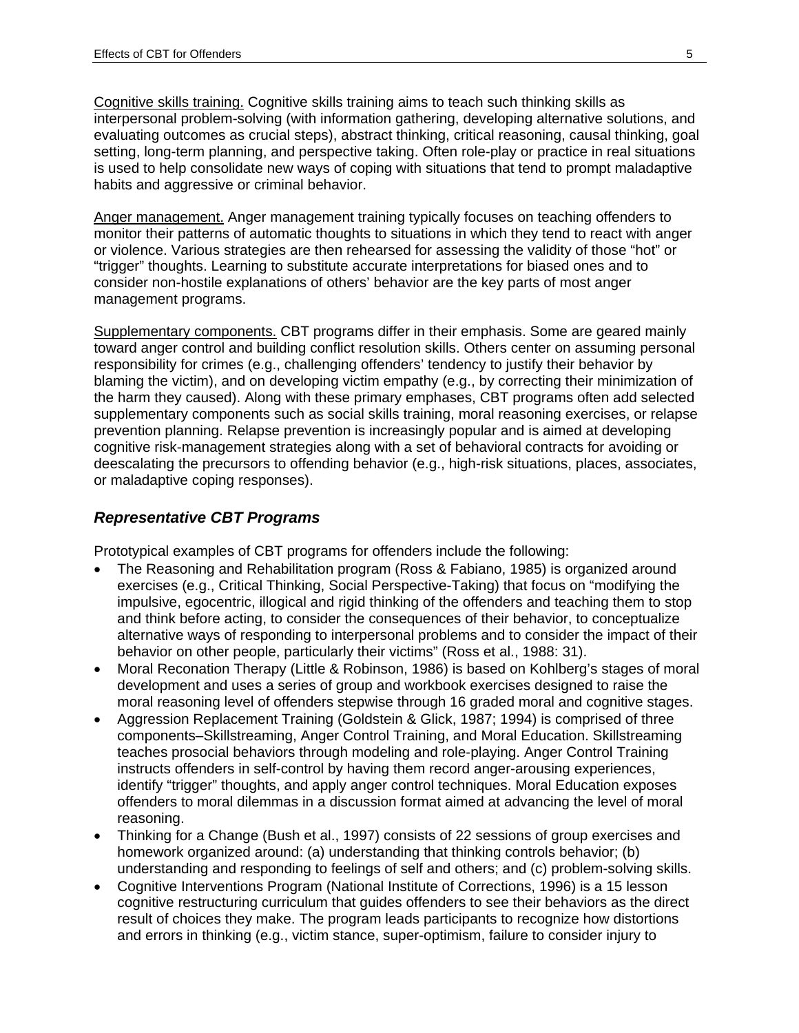<u>Cognitive skills training.</u> Cognitive skills training aims to teach such thinking skills as interpersonal problem-solving (with information gathering, developing alternative solutions, and evaluating outcomes as crucial steps), abstract thinking, critical reasoning, causal thinking, goal setting, long-term planning, and perspective taking. Often role-play or practice in real situations is used to help consolidate new ways of coping with situations that tend to prompt maladaptive habits and aggressive or criminal behavior.

<u>Anger management.</u> Anger management training typically focuses on teaching offenders to monitor their patterns of automatic thoughts to situations in which they tend to react with anger or violence. Various strategies are then rehearsed for assessing the validity of those “hot” or “trigger” thoughts. Learning to substitute accurate interpretations for biased ones and to consider non-hostile explanations of others’ behavior are the key parts of most anger management programs.

<u>Supplementary components.</u> CBT programs differ in their emphasis. Some are geared mainly toward anger control and building conflict resolution skills. Others center on assuming personal responsibility for crimes (e.g., challenging offenders’ tendency to justify their behavior by blaming the victim), and on developing victim empathy (e.g., by correcting their minimization of the harm they caused). Along with these primary emphases, CBT programs often add selected supplementary components such as social skills training, moral reasoning exercises, or relapse prevention planning. Relapse prevention is increasingly popular and is aimed at developing cognitive risk-management strategies along with a set of behavioral contracts for avoiding or deescalating the precursors to offending behavior (e.g., high-risk situations, places, associates, or maladaptive coping responses).

### *Representative CBT Programs*

Prototypical examples of CBT programs for offenders include the following:

- The Reasoning and Rehabilitation program (Ross & Fabiano, 1985) is organized around exercises (e.g., Critical Thinking, Social Perspective-Taking) that focus on “modifying the impulsive, egocentric, illogical and rigid thinking of the offenders and teaching them to stop and think before acting, to consider the consequences of their behavior, to conceptualize alternative ways of responding to interpersonal problems and to consider the impact of their behavior on other people, particularly their victims” (Ross et al., 1988: 31).
- Moral Reconation Therapy (Little & Robinson, 1986) is based on Kohlberg’s stages of moral development and uses a series of group and workbook exercises designed to raise the moral reasoning level of offenders stepwise through 16 graded moral and cognitive stages.
- Aggression Replacement Training (Goldstein & Glick, 1987; 1994) is comprised of three components–Skillstreaming, Anger Control Training, and Moral Education. Skillstreaming teaches prosocial behaviors through modeling and role-playing. Anger Control Training instructs offenders in self-control by having them record anger-arousing experiences, identify “trigger” thoughts, and apply anger control techniques. Moral Education exposes offenders to moral dilemmas in a discussion format aimed at advancing the level of moral reasoning.
- Thinking for a Change (Bush et al., 1997) consists of 22 sessions of group exercises and homework organized around: (a) understanding that thinking controls behavior; (b) understanding and responding to feelings of self and others; and (c) problem-solving skills.
- Cognitive Interventions Program (National Institute of Corrections, 1996) is a 15 lesson cognitive restructuring curriculum that guides offenders to see their behaviors as the direct result of choices they make. The program leads participants to recognize how distortions and errors in thinking (e.g., victim stance, super-optimism, failure to consider injury to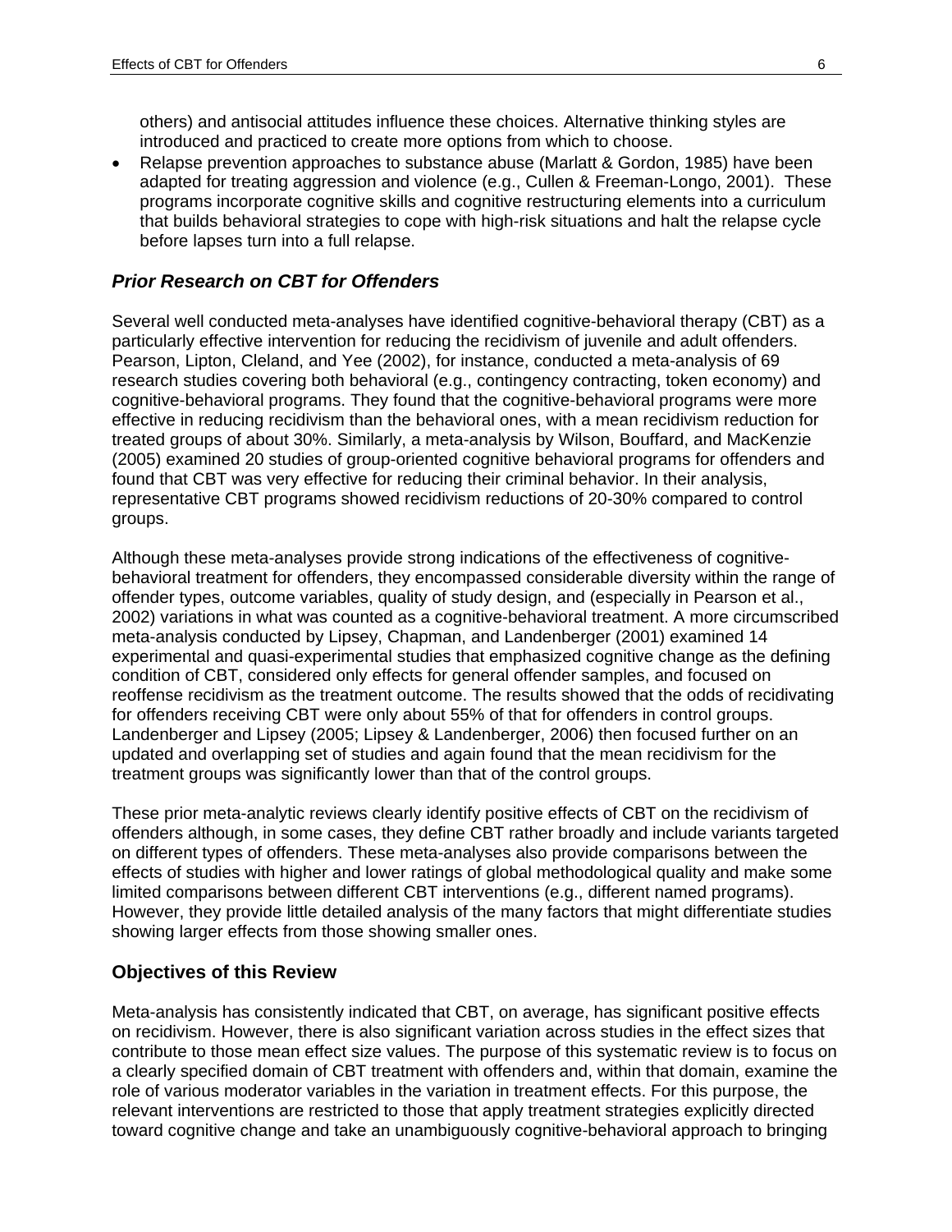others) and antisocial attitudes influence these choices. Alternative thinking styles are introduced and practiced to create more options from which to choose.

- Relapse prevention approaches to substance abuse (Marlatt & Gordon, 1985) have been adapted for treating aggression and violence (e.g., Cullen & Freeman-Longo, 2001). These programs incorporate cognitive skills and cognitive restructuring elements into a curriculum that builds behavioral strategies to cope with high-risk situations and halt the relapse cycle before lapses turn into a full relapse.

### *Prior Research on CBT for Offenders*

Several well conducted meta-analyses have identified cognitive-behavioral therapy (CBT) as a particularly effective intervention for reducing the recidivism of juvenile and adult offenders. Pearson, Lipton, Cleland, and Yee (2002), for instance, conducted a meta-analysis of 69 research studies covering both behavioral (e.g., contingency contracting, token economy) and cognitive-behavioral programs. They found that the cognitive-behavioral programs were more effective in reducing recidivism than the behavioral ones, with a mean recidivism reduction for treated groups of about 30%. Similarly, a meta-analysis by Wilson, Bouffard, and MacKenzie (2005) examined 20 studies of group-oriented cognitive behavioral programs for offenders and found that CBT was very effective for reducing their criminal behavior. In their analysis, representative CBT programs showed recidivism reductions of 20-30% compared to control groups.

Although these meta-analyses provide strong indications of the effectiveness of cognitive-behavioral treatment for offenders, they encompassed considerable diversity within the range of offender types, outcome variables, quality of study design, and (especially in Pearson et al., 2002) variations in what was counted as a cognitive-behavioral treatment. A more circumscribed meta-analysis conducted by Lipsey, Chapman, and Landenberger (2001) examined 14 experimental and quasi-experimental studies that emphasized cognitive change as the defining condition of CBT, considered only effects for general offender samples, and focused on reoffense recidivism as the treatment outcome. The results showed that the odds of recidivating for offenders receiving CBT were only about 55% of that for offenders in control groups. Landenberger and Lipsey (2005; Lipsey & Landenberger, 2006) then focused further on an updated and overlapping set of studies and again found that the mean recidivism for the treatment groups was significantly lower than that of the control groups.

These prior meta-analytic reviews clearly identify positive effects of CBT on the recidivism of offenders although, in some cases, they define CBT rather broadly and include variants targeted on different types of offenders. These meta-analyses also provide comparisons between the effects of studies with higher and lower ratings of global methodological quality and make some limited comparisons between different CBT interventions (e.g., different named programs). However, they provide little detailed analysis of the many factors that might differentiate studies showing larger effects from those showing smaller ones.

### Objectives of this Review

Meta-analysis has consistently indicated that CBT, on average, has significant positive effects on recidivism. However, there is also significant variation across studies in the effect sizes that contribute to those mean effect size values. The purpose of this systematic review is to focus on a clearly specified domain of CBT treatment with offenders and, within that domain, examine the role of various moderator variables in the variation in treatment effects. For this purpose, the relevant interventions are restricted to those that apply treatment strategies explicitly directed toward cognitive change and take an unambiguously cognitive-behavioral approach to bringing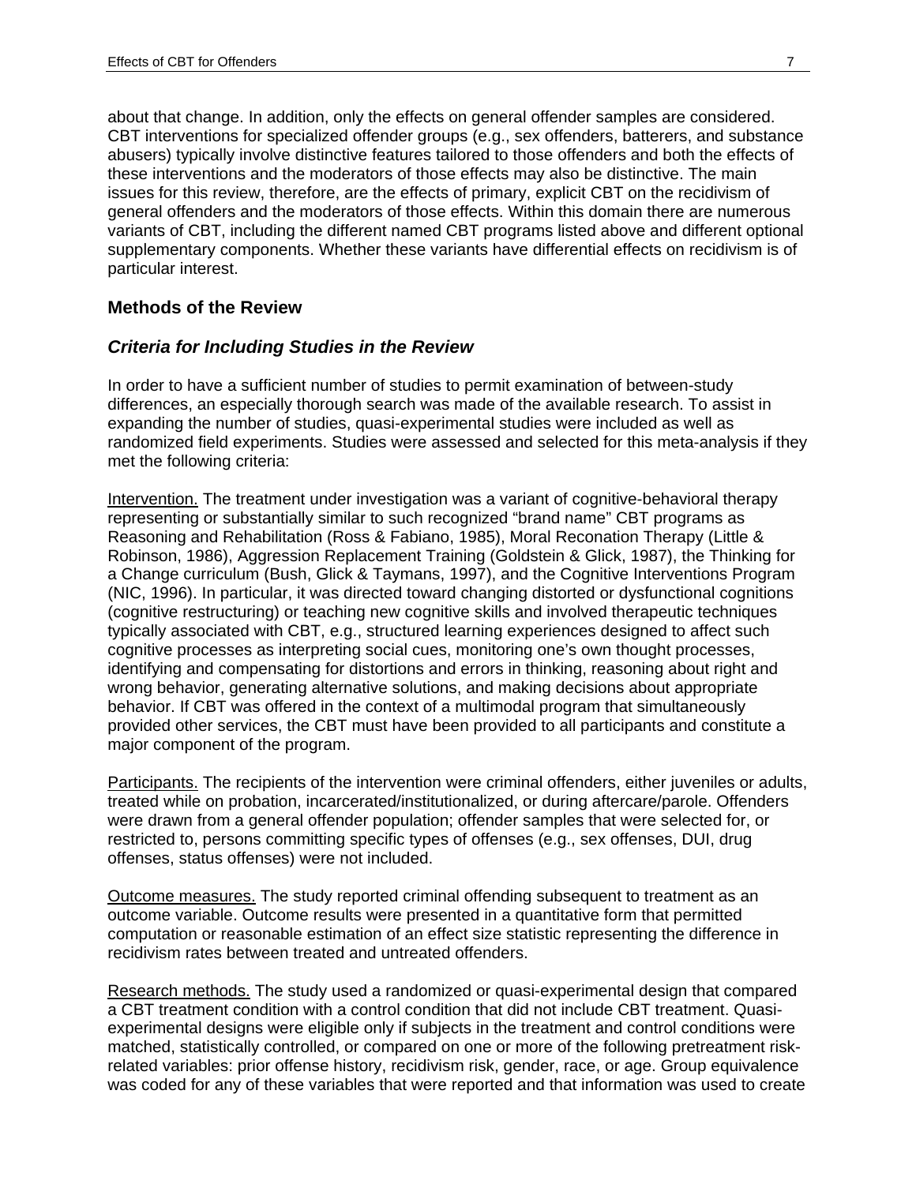about that change. In addition, only the effects on general offender samples are considered. CBT interventions for specialized offender groups (e.g., sex offenders, batterers, and substance abusers) typically involve distinctive features tailored to those offenders and both the effects of these interventions and the moderators of those effects may also be distinctive. The main issues for this review, therefore, are the effects of primary, explicit CBT on the recidivism of general offenders and the moderators of those effects. Within this domain there are numerous variants of CBT, including the different named CBT programs listed above and different optional supplementary components. Whether these variants have differential effects on recidivism is of particular interest.

## Methods of the Review

### *Criteria for Including Studies in the Review*

In order to have a sufficient number of studies to permit examination of between-study differences, an especially thorough search was made of the available research. To assist in expanding the number of studies, quasi-experimental studies were included as well as randomized field experiments. Studies were assessed and selected for this meta-analysis if they met the following criteria:

Intervention. The treatment under investigation was a variant of cognitive-behavioral therapy representing or substantially similar to such recognized "brand name" CBT programs as Reasoning and Rehabilitation (Ross & Fabiano, 1985), Moral Reconation Therapy (Little & Robinson, 1986), Aggression Replacement Training (Goldstein & Glick, 1987), the Thinking for a Change curriculum (Bush, Glick & Taymans, 1997), and the Cognitive Interventions Program (NIC, 1996). In particular, it was directed toward changing distorted or dysfunctional cognitions (cognitive restructuring) or teaching new cognitive skills and involved therapeutic techniques typically associated with CBT, e.g., structured learning experiences designed to affect such cognitive processes as interpreting social cues, monitoring one's own thought processes, identifying and compensating for distortions and errors in thinking, reasoning about right and wrong behavior, generating alternative solutions, and making decisions about appropriate behavior. If CBT was offered in the context of a multimodal program that simultaneously provided other services, the CBT must have been provided to all participants and constitute a major component of the program.

Participants. The recipients of the intervention were criminal offenders, either juveniles or adults, treated while on probation, incarcerated/institutionalized, or during aftercare/parole. Offenders were drawn from a general offender population; offender samples that were selected for, or restricted to, persons committing specific types of offenses (e.g., sex offenses, DUI, drug offenses, status offenses) were not included.

Outcome measures. The study reported criminal offending subsequent to treatment as an outcome variable. Outcome results were presented in a quantitative form that permitted computation or reasonable estimation of an effect size statistic representing the difference in recidivism rates between treated and untreated offenders.

Research methods. The study used a randomized or quasi-experimental design that compared a CBT treatment condition with a control condition that did not include CBT treatment. Quasi-experimental designs were eligible only if subjects in the treatment and control conditions were matched, statistically controlled, or compared on one or more of the following pretreatment risk-related variables: prior offense history, recidivism risk, gender, race, or age. Group equivalence was coded for any of these variables that were reported and that information was used to create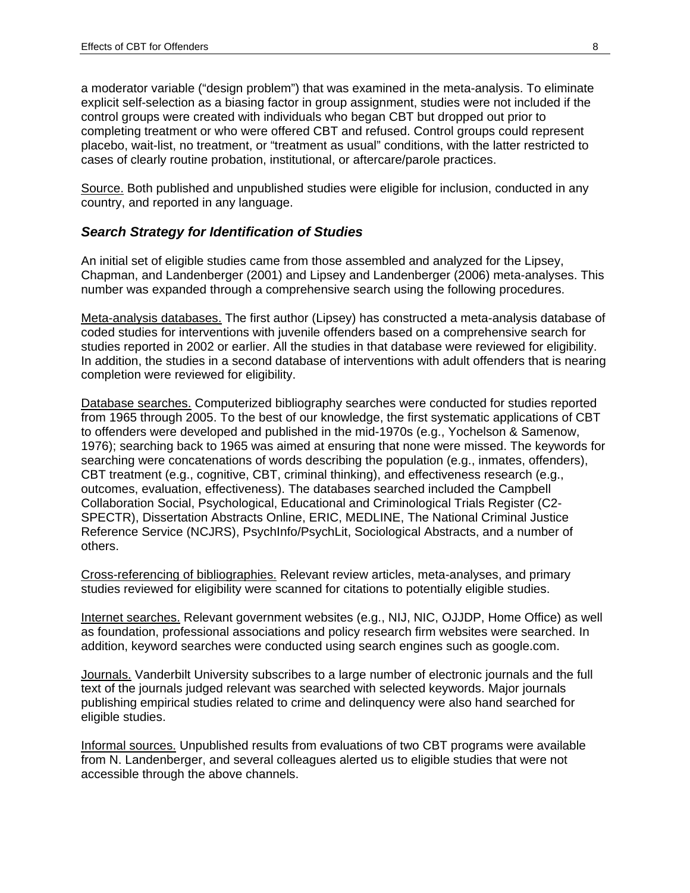a moderator variable ("design problem") that was examined in the meta-analysis. To eliminate explicit self-selection as a biasing factor in group assignment, studies were not included if the control groups were created with individuals who began CBT but dropped out prior to completing treatment or who were offered CBT and refused. Control groups could represent placebo, wait-list, no treatment, or "treatment as usual" conditions, with the latter restricted to cases of clearly routine probation, institutional, or aftercare/parole practices.

<u>Source.</u> Both published and unpublished studies were eligible for inclusion, conducted in any country, and reported in any language.

### *Search Strategy for Identification of Studies*

An initial set of eligible studies came from those assembled and analyzed for the Lipsey, Chapman, and Landenberger (2001) and Lipsey and Landenberger (2006) meta-analyses. This number was expanded through a comprehensive search using the following procedures.

<u>Meta-analysis databases.</u> The first author (Lipsey) has constructed a meta-analysis database of coded studies for interventions with juvenile offenders based on a comprehensive search for studies reported in 2002 or earlier. All the studies in that database were reviewed for eligibility. In addition, the studies in a second database of interventions with adult offenders that is nearing completion were reviewed for eligibility.

<u>Database searches.</u> Computerized bibliography searches were conducted for studies reported from 1965 through 2005. To the best of our knowledge, the first systematic applications of CBT to offenders were developed and published in the mid-1970s (e.g., Yochelson & Samenow, 1976); searching back to 1965 was aimed at ensuring that none were missed. The keywords for searching were concatenations of words describing the population (e.g., inmates, offenders), CBT treatment (e.g., cognitive, CBT, criminal thinking), and effectiveness research (e.g., outcomes, evaluation, effectiveness). The databases searched included the Campbell Collaboration Social, Psychological, Educational and Criminological Trials Register (C2-SPECTR), Dissertation Abstracts Online, ERIC, MEDLINE, The National Criminal Justice Reference Service (NCJRS), PsychInfo/PsychLit, Sociological Abstracts, and a number of others.

<u>Cross-referencing of bibliographies.</u> Relevant review articles, meta-analyses, and primary studies reviewed for eligibility were scanned for citations to potentially eligible studies.

<u>Internet searches.</u> Relevant government websites (e.g., NIJ, NIC, OJJDP, Home Office) as well as foundation, professional associations and policy research firm websites were searched. In addition, keyword searches were conducted using search engines such as google.com.

<u>Journals.</u> Vanderbilt University subscribes to a large number of electronic journals and the full text of the journals judged relevant was searched with selected keywords. Major journals publishing empirical studies related to crime and delinquency were also hand searched for eligible studies.

<u>Informal sources.</u> Unpublished results from evaluations of two CBT programs were available from N. Landenberger, and several colleagues alerted us to eligible studies that were not accessible through the above channels.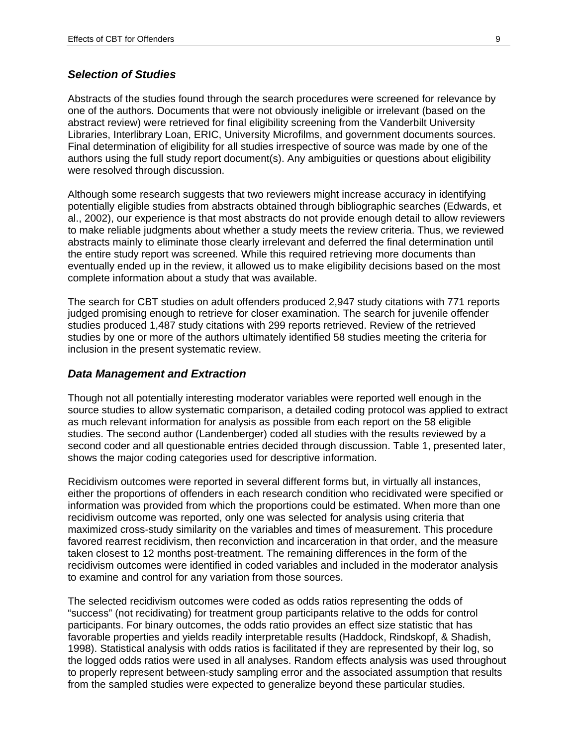### *Selection of Studies*

Abstracts of the studies found through the search procedures were screened for relevance by one of the authors. Documents that were not obviously ineligible or irrelevant (based on the abstract review) were retrieved for final eligibility screening from the Vanderbilt University Libraries, Interlibrary Loan, ERIC, University Microfilms, and government documents sources. Final determination of eligibility for all studies irrespective of source was made by one of the authors using the full study report document(s). Any ambiguities or questions about eligibility were resolved through discussion.

Although some research suggests that two reviewers might increase accuracy in identifying potentially eligible studies from abstracts obtained through bibliographic searches (Edwards, et al., 2002), our experience is that most abstracts do not provide enough detail to allow reviewers to make reliable judgments about whether a study meets the review criteria. Thus, we reviewed abstracts mainly to eliminate those clearly irrelevant and deferred the final determination until the entire study report was screened. While this required retrieving more documents than eventually ended up in the review, it allowed us to make eligibility decisions based on the most complete information about a study that was available.

The search for CBT studies on adult offenders produced 2,947 study citations with 771 reports judged promising enough to retrieve for closer examination. The search for juvenile offender studies produced 1,487 study citations with 299 reports retrieved. Review of the retrieved studies by one or more of the authors ultimately identified 58 studies meeting the criteria for inclusion in the present systematic review.

### *Data Management and Extraction*

Though not all potentially interesting moderator variables were reported well enough in the source studies to allow systematic comparison, a detailed coding protocol was applied to extract as much relevant information for analysis as possible from each report on the 58 eligible studies. The second author (Landenberger) coded all studies with the results reviewed by a second coder and all questionable entries decided through discussion. Table 1, presented later, shows the major coding categories used for descriptive information.

Recidivism outcomes were reported in several different forms but, in virtually all instances, either the proportions of offenders in each research condition who recidivated were specified or information was provided from which the proportions could be estimated. When more than one recidivism outcome was reported, only one was selected for analysis using criteria that maximized cross-study similarity on the variables and times of measurement. This procedure favored rearrest recidivism, then reconviction and incarceration in that order, and the measure taken closest to 12 months post-treatment. The remaining differences in the form of the recidivism outcomes were identified in coded variables and included in the moderator analysis to examine and control for any variation from those sources.

The selected recidivism outcomes were coded as odds ratios representing the odds of “success” (not recidivating) for treatment group participants relative to the odds for control participants. For binary outcomes, the odds ratio provides an effect size statistic that has favorable properties and yields readily interpretable results (Haddock, Rindskopf, & Shadish, 1998). Statistical analysis with odds ratios is facilitated if they are represented by their log, so the logged odds ratios were used in all analyses. Random effects analysis was used throughout to properly represent between-study sampling error and the associated assumption that results from the sampled studies were expected to generalize beyond these particular studies.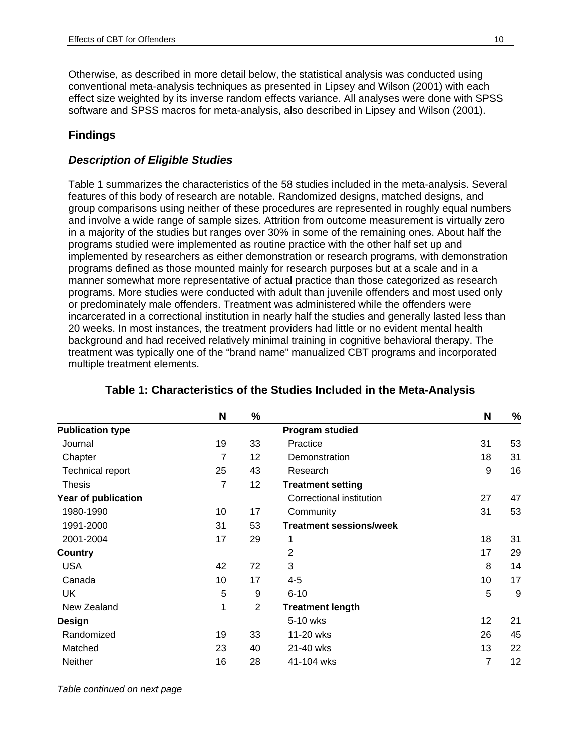Otherwise, as described in more detail below, the statistical analysis was conducted using conventional meta-analysis techniques as presented in Lipsey and Wilson (2001) with each effect size weighted by its inverse random effects variance. All analyses were done with SPSS software and SPSS macros for meta-analysis, also described in Lipsey and Wilson (2001).

## Findings

### *Description of Eligible Studies*

Table 1 summarizes the characteristics of the 58 studies included in the meta-analysis. Several features of this body of research are notable. Randomized designs, matched designs, and group comparisons using neither of these procedures are represented in roughly equal numbers and involve a wide range of sample sizes. Attrition from outcome measurement is virtually zero in a majority of the studies but ranges over 30% in some of the remaining ones. About half the programs studied were implemented as routine practice with the other half set up and implemented by researchers as either demonstration or research programs, with demonstration programs defined as those mounted mainly for research purposes but at a scale and in a manner somewhat more representative of actual practice than those categorized as research programs. More studies were conducted with adult than juvenile offenders and most used only or predominately male offenders. Treatment was administered while the offenders were incarcerated in a correctional institution in nearly half the studies and generally lasted less than 20 weeks. In most instances, the treatment providers had little or no evident mental health background and had received relatively minimal training in cognitive behavioral therapy. The treatment was typically one of the "brand name" manualized CBT programs and incorporated multiple treatment elements.

**Table 1: Characteristics of the Studies Included in the Meta-Analysis**

| | N | % | | N | % |
|---|---|---|---|---|---|
| **Publication type** | | | **Program studied** | | |
| Journal | 19 | 33 | Practice | 31 | 53 |
| Chapter | 7 | 12 | Demonstration | 18 | 31 |
| Technical report | 25 | 43 | Research | 9 | 16 |
| Thesis | 7 | 12 | **Treatment setting** | | |
| **Year of publication** | | | Correctional institution | 27 | 47 |
| 1980-1990 | 10 | 17 | Community | 31 | 53 |
| 1991-2000 | 31 | 53 | **Treatment sessions/week** | | |
| 2001-2004 | 17 | 29 | 1 | 18 | 31 |
| **Country** | | | 2 | 17 | 29 |
| USA | 42 | 72 | 3 | 8 | 14 |
| Canada | 10 | 17 | 4-5 | 10 | 17 |
| UK | 5 | 9 | 6-10 | 5 | 9 |
| New Zealand | 1 | 2 | **Treatment length** | | |
| **Design** | | | 5-10 wks | 12 | 21 |
| Randomized | 19 | 33 | 11-20 wks | 26 | 45 |
| Matched | 23 | 40 | 21-40 wks | 13 | 22 |
| Neither | 16 | 28 | 41-104 wks | 7 | 12 |

*Table continued on next page*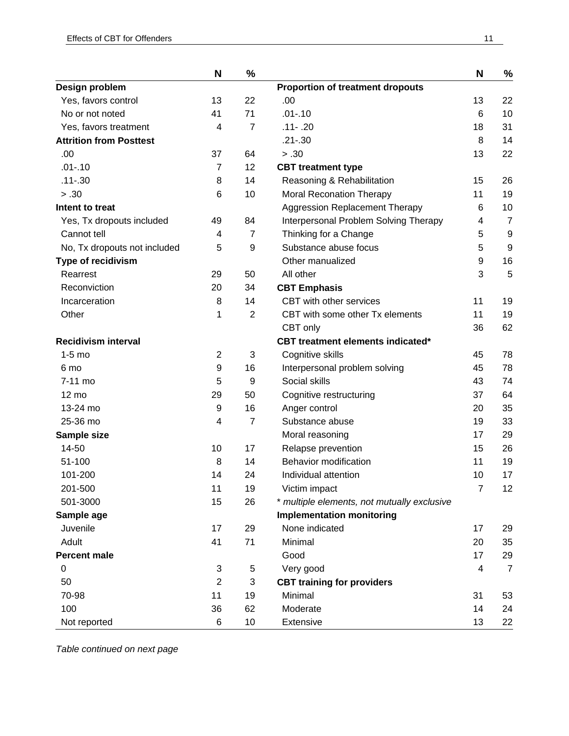| | N | % | | N | % |
|---|---|---|---|---|---|
| **Design problem** | | | **Proportion of treatment dropouts** | | |
| Yes, favors control | 13 | 22 | .00 | 13 | 22 |
| No or not noted | 41 | 71 | .01-.10 | 6 | 10 |
| Yes, favors treatment | 4 | 7 | .11- .20 | 18 | 31 |
| **Attrition from Posttest** | | | .21-.30 | 8 | 14 |
| .00 | 37 | 64 | > .30 | 13 | 22 |
| .01-.10 | 7 | 12 | **CBT treatment type** | | |
| .11-.30 | 8 | 14 | Reasoning & Rehabilitation | 15 | 26 |
| > .30 | 6 | 10 | Moral Reconation Therapy | 11 | 19 |
| **Intent to treat** | | | Aggression Replacement Therapy | 6 | 10 |
| Yes, Tx dropouts included | 49 | 84 | Interpersonal Problem Solving Therapy | 4 | 7 |
| Cannot tell | 4 | 7 | Thinking for a Change | 5 | 9 |
| No, Tx dropouts not included | 5 | 9 | Substance abuse focus | 5 | 9 |
| **Type of recidivism** | | | Other manualized | 9 | 16 |
| Rearrest | 29 | 50 | All other | 3 | 5 |
| Reconviction | 20 | 34 | **CBT Emphasis** | | |
| Incarceration | 8 | 14 | CBT with other services | 11 | 19 |
| Other | 1 | 2 | CBT with some other Tx elements | 11 | 19 |
| | | | CBT only | 36 | 62 |
| **Recidivism interval** | | | **CBT treatment elements indicated*** | | |
| 1-5 mo | 2 | 3 | Cognitive skills | 45 | 78 |
| 6 mo | 9 | 16 | Interpersonal problem solving | 45 | 78 |
| 7-11 mo | 5 | 9 | Social skills | 43 | 74 |
| 12 mo | 29 | 50 | Cognitive restructuring | 37 | 64 |
| 13-24 mo | 9 | 16 | Anger control | 20 | 35 |
| 25-36 mo | 4 | 7 | Substance abuse | 19 | 33 |
| **Sample size** | | | Moral reasoning | 17 | 29 |
| 14-50 | 10 | 17 | Relapse prevention | 15 | 26 |
| 51-100 | 8 | 14 | Behavior modification | 11 | 19 |
| 101-200 | 14 | 24 | Individual attention | 10 | 17 |
| 201-500 | 11 | 19 | Victim impact | 7 | 12 |
| 501-3000 | 15 | 26 | *\* multiple elements, not mutually exclusive* | | |
| **Sample age** | | | **Implementation monitoring** | | |
| Juvenile | 17 | 29 | None indicated | 17 | 29 |
| Adult | 41 | 71 | Minimal | 20 | 35 |
| **Percent male** | | | Good | 17 | 29 |
| 0 | 3 | 5 | Very good | 4 | 7 |
| 50 | 2 | 3 | **CBT training for providers** | | |
| 70-98 | 11 | 19 | Minimal | 31 | 53 |
| 100 | 36 | 62 | Moderate | 14 | 24 |
| Not reported | 6 | 10 | Extensive | 13 | 22 |

*Table continued on next page*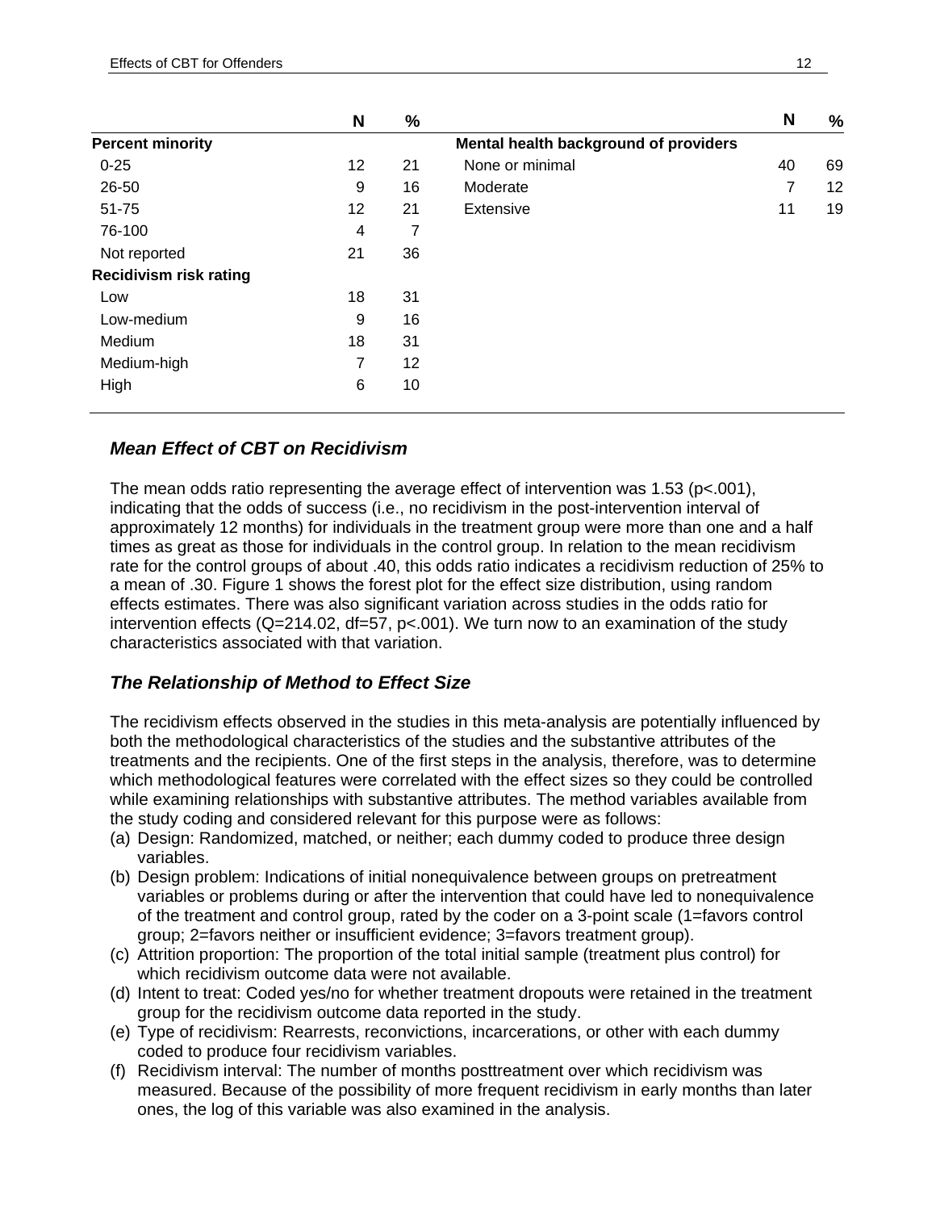| | N | % | | N | % |
|---|---|---|---|---|---|
| **Percent minority** | | | **Mental health background of providers** | | |
| 0-25 | 12 | 21 | None or minimal | 40 | 69 |
| 26-50 | 9 | 16 | Moderate | 7 | 12 |
| 51-75 | 12 | 21 | Extensive | 11 | 19 |
| 76-100 | 4 | 7 | | | |
| Not reported | 21 | 36 | | | |
| **Recidivism risk rating** | | | | | |
| Low | 18 | 31 | | | |
| Low-medium | 9 | 16 | | | |
| Medium | 18 | 31 | | | |
| Medium-high | 7 | 12 | | | |
| High | 6 | 10 | | | |

### *Mean Effect of CBT on Recidivism*

The mean odds ratio representing the average effect of intervention was 1.53 ($p<.001$), indicating that the odds of success (i.e., no recidivism in the post-intervention interval of approximately 12 months) for individuals in the treatment group were more than one and a half times as great as those for individuals in the control group. In relation to the mean recidivism rate for the control groups of about .40, this odds ratio indicates a recidivism reduction of 25% to a mean of .30. Figure 1 shows the forest plot for the effect size distribution, using random effects estimates. There was also significant variation across studies in the odds ratio for intervention effects ($Q=214.02$, $df=57$, $p<.001$). We turn now to an examination of the study characteristics associated with that variation.

### *The Relationship of Method to Effect Size*

The recidivism effects observed in the studies in this meta-analysis are potentially influenced by both the methodological characteristics of the studies and the substantive attributes of the treatments and the recipients. One of the first steps in the analysis, therefore, was to determine which methodological features were correlated with the effect sizes so they could be controlled while examining relationships with substantive attributes. The method variables available from the study coding and considered relevant for this purpose were as follows:

(a) Design: Randomized, matched, or neither; each dummy coded to produce three design variables.
(b) Design problem: Indications of initial nonequivalence between groups on pretreatment variables or problems during or after the intervention that could have led to nonequivalence of the treatment and control group, rated by the coder on a 3-point scale (1=favors control group; 2=favors neither or insufficient evidence; 3=favors treatment group).
(c) Attrition proportion: The proportion of the total initial sample (treatment plus control) for which recidivism outcome data were not available.
(d) Intent to treat: Coded yes/no for whether treatment dropouts were retained in the treatment group for the recidivism outcome data reported in the study.
(e) Type of recidivism: Rearrests, reconvictions, incarcerations, or other with each dummy coded to produce four recidivism variables.
(f) Recidivism interval: The number of months posttreatment over which recidivism was measured. Because of the possibility of more frequent recidivism in early months than later ones, the log of this variable was also examined in the analysis.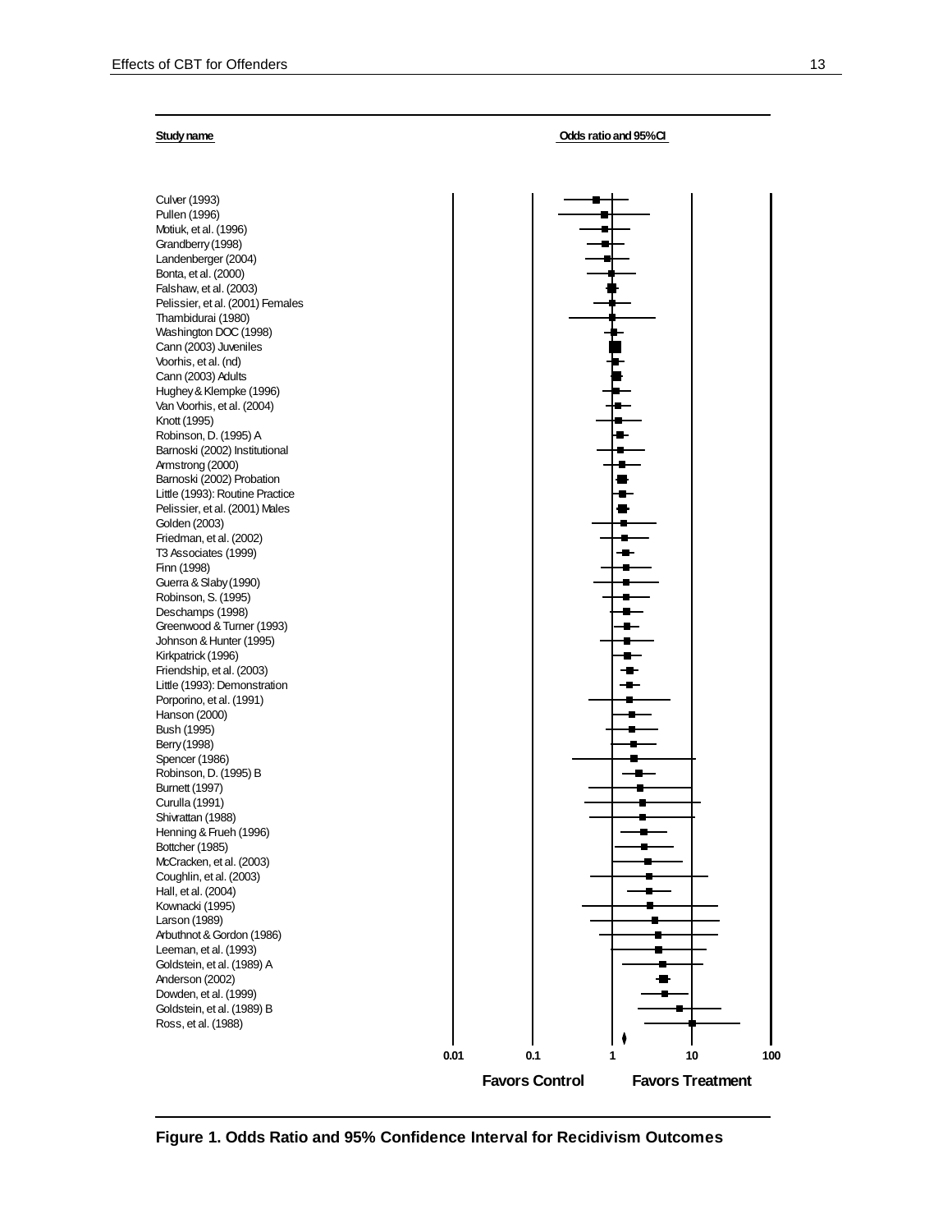| Study name | Odds ratio and 95% CI |
|---|---|
| Culver (1993) | |
| Pullen (1996) | |
| Motiuk, et al. (1996) | |
| Grandberry (1998) | |
| Landenberger (2004) | |
| Bonta, et al. (2000) | |
| Falshaw, et al. (2003) | |
| Pelissier, et al. (2001) Females | |
| Thambidurai (1980) | |
| Washington DOC (1998) | |
| Cann (2003) Juveniles | |
| Voorhis, et al. (nd) | |
| Cann (2003) Adults | |
| Hughey & Klempke (1996) | |
| Van Voorhis, et al. (2004) | |
| Knott (1995) | |
| Robinson, D. (1995) A | |
| Barnoski (2002) Institutional | |
| Armstrong (2000) | |
| Barnoski (2002) Probation | |
| Little (1993): Routine Practice | |
| Pelissier, et al. (2001) Males | |
| Golden (2003) | |
| Friedman, et al. (2002) | |
| T3 Associates (1999) | |
| Finn (1998) | |
| Guerra & Slaby (1990) | |
| Robinson, S. (1995) | |
| Deschamps (1998) | |
| Greenwood & Turner (1993) | |
| Johnson & Hunter (1995) | |
| Kirkpatrick (1996) | |
| Friendship, et al. (2003) | |
| Little (1993): Demonstration | |
| Porporino, et al. (1991) | |
| Hanson (2000) | |
| Bush (1995) | |
| Berry (1998) | |
| Spencer (1986) | |
| Robinson, D. (1995) B | |
| Burnett (1997) | |
| Curulla (1991) | |
| Shivrattan (1988) | |
| Henning & Frueh (1996) | |
| Bottcher (1985) | |
| McCracken, et al. (2003) | |
| Coughlin, et al. (2003) | |
| Hall, et al. (2004) | |
| Kownacki (1995) | |
| Larson (1989) | |
| Arbuthnot & Gordon (1986) | |
| Leeman, et al. (1993) | |
| Goldstein, et al. (1989) A | |
| Anderson (2002) | |
| Dowden, et al. (1999) | |
| Goldstein, et al. (1989) B | |
| Ross, et al. (1988) | |

0.01 — 0.1 — 1 — 10 — 100

**Favors Control** — **Favors Treatment**

**Figure 1. Odds Ratio and 95% Confidence Interval for Recidivism Outcomes**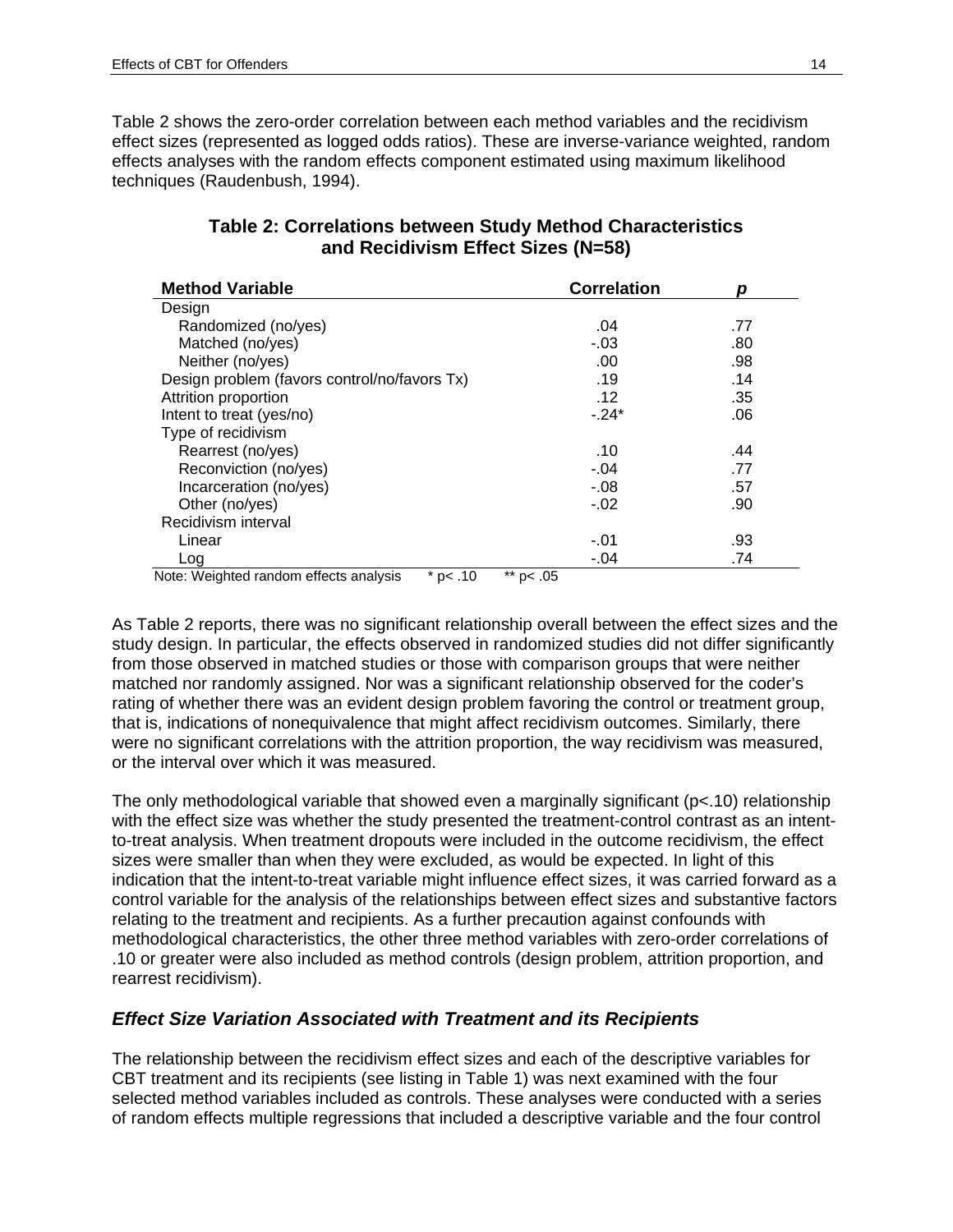Table 2 shows the zero-order correlation between each method variables and the recidivism effect sizes (represented as logged odds ratios). These are inverse-variance weighted, random effects analyses with the random effects component estimated using maximum likelihood techniques (Raudenbush, 1994).

**Table 2: Correlations between Study Method Characteristics and Recidivism Effect Sizes (N=58)**

| Method Variable | Correlation | *p* |
|---|---|---|
| Design | | |
| Randomized (no/yes) | .04 | .77 |
| Matched (no/yes) | -.03 | .80 |
| Neither (no/yes) | .00 | .98 |
| Design problem (favors control/no/favors Tx) | .19 | .14 |
| Attrition proportion | .12 | .35 |
| Intent to treat (yes/no) | -.24* | .06 |
| Type of recidivism | | |
| Rearrest (no/yes) | .10 | .44 |
| Reconviction (no/yes) | -.04 | .77 |
| Incarceration (no/yes) | -.08 | .57 |
| Other (no/yes) | -.02 | .90 |
| Recidivism interval | | |
| Linear | -.01 | .93 |
| Log | -.04 | .74 |

Note: Weighted random effects analysis * p< .10 ** p< .05

As Table 2 reports, there was no significant relationship overall between the effect sizes and the study design. In particular, the effects observed in randomized studies did not differ significantly from those observed in matched studies or those with comparison groups that were neither matched nor randomly assigned. Nor was a significant relationship observed for the coder's rating of whether there was an evident design problem favoring the control or treatment group, that is, indications of nonequivalence that might affect recidivism outcomes. Similarly, there were no significant correlations with the attrition proportion, the way recidivism was measured, or the interval over which it was measured.

The only methodological variable that showed even a marginally significant ($p<.10$) relationship with the effect size was whether the study presented the treatment-control contrast as an intent-to-treat analysis. When treatment dropouts were included in the outcome recidivism, the effect sizes were smaller than when they were excluded, as would be expected. In light of this indication that the intent-to-treat variable might influence effect sizes, it was carried forward as a control variable for the analysis of the relationships between effect sizes and substantive factors relating to the treatment and recipients. As a further precaution against confounds with methodological characteristics, the other three method variables with zero-order correlations of .10 or greater were also included as method controls (design problem, attrition proportion, and rearrest recidivism).

### *Effect Size Variation Associated with Treatment and its Recipients*

The relationship between the recidivism effect sizes and each of the descriptive variables for CBT treatment and its recipients (see listing in Table 1) was next examined with the four selected method variables included as controls. These analyses were conducted with a series of random effects multiple regressions that included a descriptive variable and the four control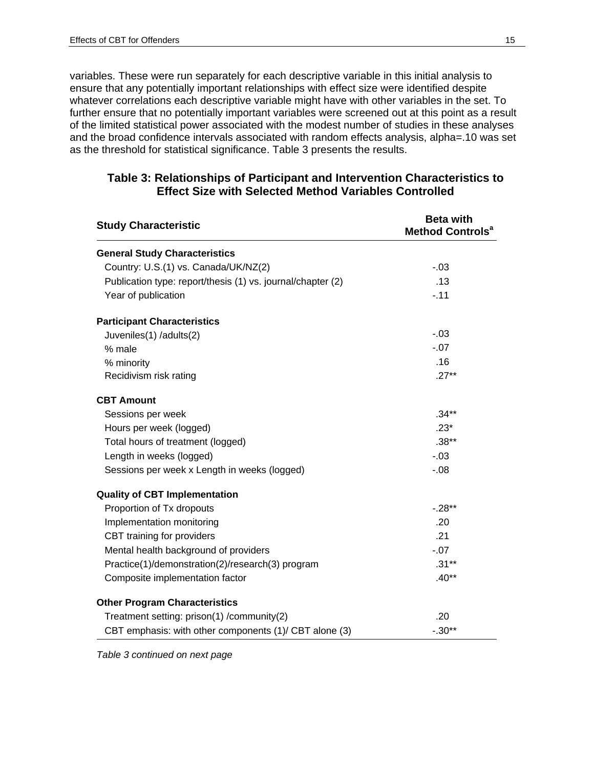variables. These were run separately for each descriptive variable in this initial analysis to ensure that any potentially important relationships with effect size were identified despite whatever correlations each descriptive variable might have with other variables in the set. To further ensure that no potentially important variables were screened out at this point as a result of the limited statistical power associated with the modest number of studies in these analyses and the broad confidence intervals associated with random effects analysis, alpha=.10 was set as the threshold for statistical significance. Table 3 presents the results.

**Table 3: Relationships of Participant and Intervention Characteristics to Effect Size with Selected Method Variables Controlled**

| Study Characteristic | Beta with Method Controls[a] |
|---|---|
| **General Study Characteristics** | |
| Country: U.S.(1) vs. Canada/UK/NZ(2) | -.03 |
| Publication type: report/thesis (1) vs. journal/chapter (2) | .13 |
| Year of publication | -.11 |
| **Participant Characteristics** | |
| Juveniles(1) /adults(2) | -.03 |
| % male | -.07 |
| % minority | .16 |
| Recidivism risk rating | .27** |
| **CBT Amount** | |
| Sessions per week | .34** |
| Hours per week (logged) | .23* |
| Total hours of treatment (logged) | .38** |
| Length in weeks (logged) | -.03 |
| Sessions per week x Length in weeks (logged) | -.08 |
| **Quality of CBT Implementation** | |
| Proportion of Tx dropouts | -.28** |
| Implementation monitoring | .20 |
| CBT training for providers | .21 |
| Mental health background of providers | -.07 |
| Practice(1)/demonstration(2)/research(3) program | .31** |
| Composite implementation factor | .40** |
| **Other Program Characteristics** | |
| Treatment setting: prison(1) /community(2) | .20 |
| CBT emphasis: with other components (1)/ CBT alone (3) | -.30** |

*Table 3 continued on next page*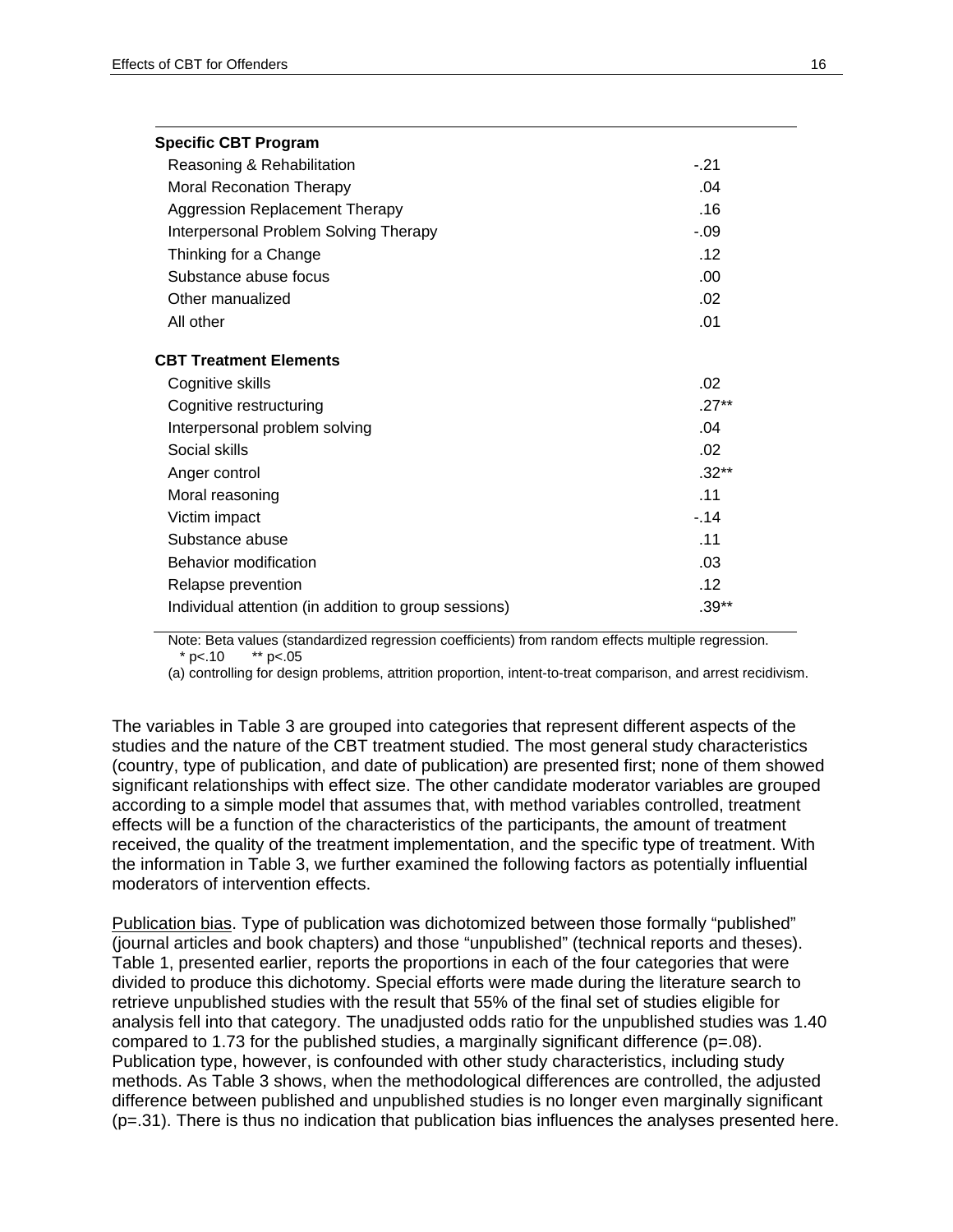| | |
|---|---|
| **Specific CBT Program** | |
| Reasoning & Rehabilitation | -.21 |
| Moral Reconation Therapy | .04 |
| Aggression Replacement Therapy | .16 |
| Interpersonal Problem Solving Therapy | -.09 |
| Thinking for a Change | .12 |
| Substance abuse focus | .00 |
| Other manualized | .02 |
| All other | .01 |
| **CBT Treatment Elements** | |
| Cognitive skills | .02 |
| Cognitive restructuring | .27** |
| Interpersonal problem solving | .04 |
| Social skills | .02 |
| Anger control | .32** |
| Moral reasoning | .11 |
| Victim impact | -.14 |
| Substance abuse | .11 |
| Behavior modification | .03 |
| Relapse prevention | .12 |
| Individual attention (in addition to group sessions) | .39** |

Note: Beta values (standardized regression coefficients) from random effects multiple regression.
* p<.10 ** p<.05

(a) controlling for design problems, attrition proportion, intent-to-treat comparison, and arrest recidivism.

The variables in Table 3 are grouped into categories that represent different aspects of the studies and the nature of the CBT treatment studied. The most general study characteristics (country, type of publication, and date of publication) are presented first; none of them showed significant relationships with effect size. The other candidate moderator variables are grouped according to a simple model that assumes that, with method variables controlled, treatment effects will be a function of the characteristics of the participants, the amount of treatment received, the quality of the treatment implementation, and the specific type of treatment. With the information in Table 3, we further examined the following factors as potentially influential moderators of intervention effects.

Publication bias. Type of publication was dichotomized between those formally "published" (journal articles and book chapters) and those "unpublished" (technical reports and theses). Table 1, presented earlier, reports the proportions in each of the four categories that were divided to produce this dichotomy. Special efforts were made during the literature search to retrieve unpublished studies with the result that 55% of the final set of studies eligible for analysis fell into that category. The unadjusted odds ratio for the unpublished studies was 1.40 compared to 1.73 for the published studies, a marginally significant difference (p=.08). Publication type, however, is confounded with other study characteristics, including study methods. As Table 3 shows, when the methodological differences are controlled, the adjusted difference between published and unpublished studies is no longer even marginally significant (p=.31). There is thus no indication that publication bias influences the analyses presented here.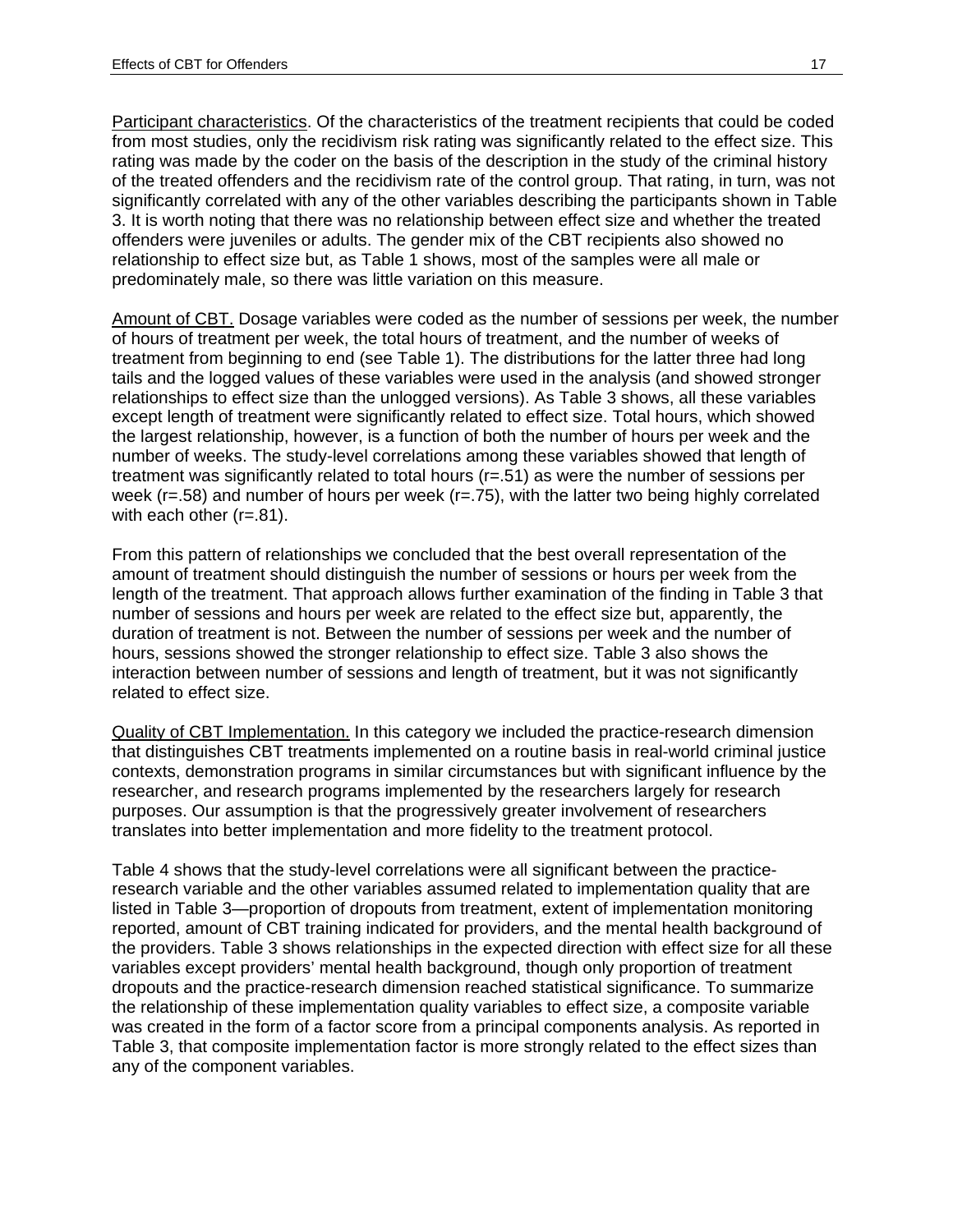Participant characteristics. Of the characteristics of the treatment recipients that could be coded from most studies, only the recidivism risk rating was significantly related to the effect size. This rating was made by the coder on the basis of the description in the study of the criminal history of the treated offenders and the recidivism rate of the control group. That rating, in turn, was not significantly correlated with any of the other variables describing the participants shown in Table 3. It is worth noting that there was no relationship between effect size and whether the treated offenders were juveniles or adults. The gender mix of the CBT recipients also showed no relationship to effect size but, as Table 1 shows, most of the samples were all male or predominately male, so there was little variation on this measure.

Amount of CBT. Dosage variables were coded as the number of sessions per week, the number of hours of treatment per week, the total hours of treatment, and the number of weeks of treatment from beginning to end (see Table 1). The distributions for the latter three had long tails and the logged values of these variables were used in the analysis (and showed stronger relationships to effect size than the unlogged versions). As Table 3 shows, all these variables except length of treatment were significantly related to effect size. Total hours, which showed the largest relationship, however, is a function of both the number of hours per week and the number of weeks. The study-level correlations among these variables showed that length of treatment was significantly related to total hours (r=.51) as were the number of sessions per week (r=.58) and number of hours per week (r=.75), with the latter two being highly correlated with each other (r=.81).

From this pattern of relationships we concluded that the best overall representation of the amount of treatment should distinguish the number of sessions or hours per week from the length of the treatment. That approach allows further examination of the finding in Table 3 that number of sessions and hours per week are related to the effect size but, apparently, the duration of treatment is not. Between the number of sessions per week and the number of hours, sessions showed the stronger relationship to effect size. Table 3 also shows the interaction between number of sessions and length of treatment, but it was not significantly related to effect size.

Quality of CBT Implementation. In this category we included the practice-research dimension that distinguishes CBT treatments implemented on a routine basis in real-world criminal justice contexts, demonstration programs in similar circumstances but with significant influence by the researcher, and research programs implemented by the researchers largely for research purposes. Our assumption is that the progressively greater involvement of researchers translates into better implementation and more fidelity to the treatment protocol.

Table 4 shows that the study-level correlations were all significant between the practice-research variable and the other variables assumed related to implementation quality that are listed in Table 3—proportion of dropouts from treatment, extent of implementation monitoring reported, amount of CBT training indicated for providers, and the mental health background of the providers. Table 3 shows relationships in the expected direction with effect size for all these variables except providers' mental health background, though only proportion of treatment dropouts and the practice-research dimension reached statistical significance. To summarize the relationship of these implementation quality variables to effect size, a composite variable was created in the form of a factor score from a principal components analysis. As reported in Table 3, that composite implementation factor is more strongly related to the effect sizes than any of the component variables.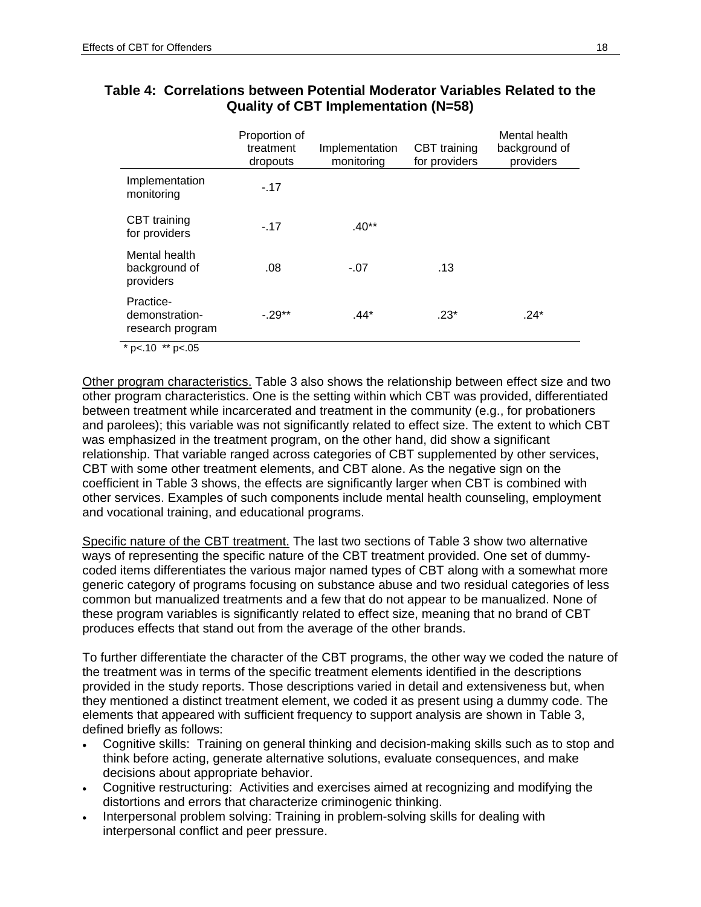**Table 4: Correlations between Potential Moderator Variables Related to the Quality of CBT Implementation (N=58)**

| | Proportion of treatment dropouts | Implementation monitoring | CBT training for providers | Mental health background of providers |
|---|---|---|---|---|
| Implementation monitoring | -.17 | | | |
| CBT training for providers | -.17 | .40** | | |
| Mental health background of providers | .08 | -.07 | .13 | |
| Practice-demonstration-research program | -.29** | .44* | .23* | .24* |

\* p<.10 ** p<.05

Other program characteristics. Table 3 also shows the relationship between effect size and two other program characteristics. One is the setting within which CBT was provided, differentiated between treatment while incarcerated and treatment in the community (e.g., for probationers and parolees); this variable was not significantly related to effect size. The extent to which CBT was emphasized in the treatment program, on the other hand, did show a significant relationship. That variable ranged across categories of CBT supplemented by other services, CBT with some other treatment elements, and CBT alone. As the negative sign on the coefficient in Table 3 shows, the effects are significantly larger when CBT is combined with other services. Examples of such components include mental health counseling, employment and vocational training, and educational programs.

Specific nature of the CBT treatment. The last two sections of Table 3 show two alternative ways of representing the specific nature of the CBT treatment provided. One set of dummy-coded items differentiates the various major named types of CBT along with a somewhat more generic category of programs focusing on substance abuse and two residual categories of less common but manualized treatments and a few that do not appear to be manualized. None of these program variables is significantly related to effect size, meaning that no brand of CBT produces effects that stand out from the average of the other brands.

To further differentiate the character of the CBT programs, the other way we coded the nature of the treatment was in terms of the specific treatment elements identified in the descriptions provided in the study reports. Those descriptions varied in detail and extensiveness but, when they mentioned a distinct treatment element, we coded it as present using a dummy code. The elements that appeared with sufficient frequency to support analysis are shown in Table 3, defined briefly as follows:

- Cognitive skills: Training on general thinking and decision-making skills such as to stop and think before acting, generate alternative solutions, evaluate consequences, and make decisions about appropriate behavior.
- Cognitive restructuring: Activities and exercises aimed at recognizing and modifying the distortions and errors that characterize criminogenic thinking.
- Interpersonal problem solving: Training in problem-solving skills for dealing with interpersonal conflict and peer pressure.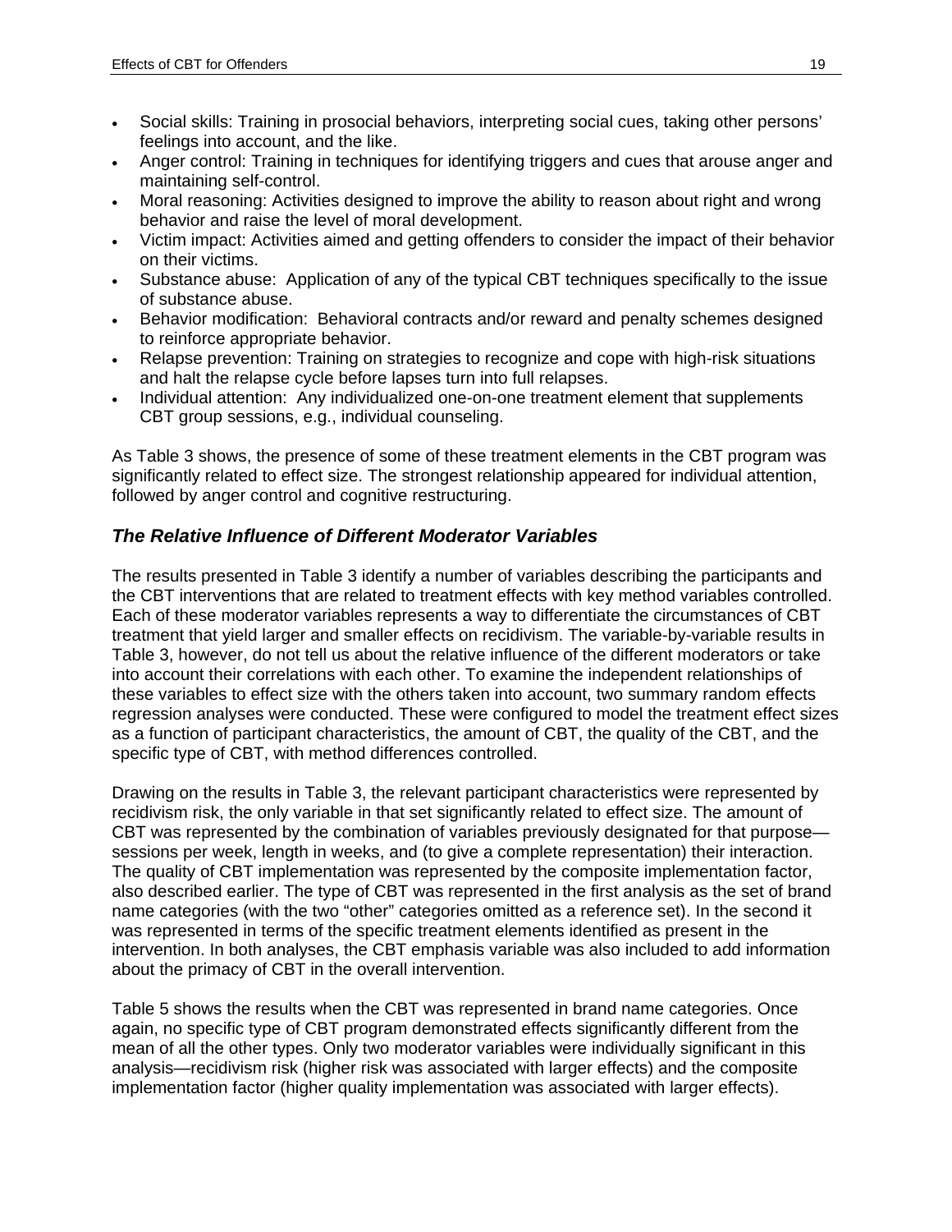- Social skills: Training in prosocial behaviors, interpreting social cues, taking other persons' feelings into account, and the like.
- Anger control: Training in techniques for identifying triggers and cues that arouse anger and maintaining self-control.
- Moral reasoning: Activities designed to improve the ability to reason about right and wrong behavior and raise the level of moral development.
- Victim impact: Activities aimed and getting offenders to consider the impact of their behavior on their victims.
- Substance abuse: Application of any of the typical CBT techniques specifically to the issue of substance abuse.
- Behavior modification: Behavioral contracts and/or reward and penalty schemes designed to reinforce appropriate behavior.
- Relapse prevention: Training on strategies to recognize and cope with high-risk situations and halt the relapse cycle before lapses turn into full relapses.
- Individual attention: Any individualized one-on-one treatment element that supplements CBT group sessions, e.g., individual counseling.

As Table 3 shows, the presence of some of these treatment elements in the CBT program was significantly related to effect size. The strongest relationship appeared for individual attention, followed by anger control and cognitive restructuring.

### *The Relative Influence of Different Moderator Variables*

The results presented in Table 3 identify a number of variables describing the participants and the CBT interventions that are related to treatment effects with key method variables controlled. Each of these moderator variables represents a way to differentiate the circumstances of CBT treatment that yield larger and smaller effects on recidivism. The variable-by-variable results in Table 3, however, do not tell us about the relative influence of the different moderators or take into account their correlations with each other. To examine the independent relationships of these variables to effect size with the others taken into account, two summary random effects regression analyses were conducted. These were configured to model the treatment effect sizes as a function of participant characteristics, the amount of CBT, the quality of the CBT, and the specific type of CBT, with method differences controlled.

Drawing on the results in Table 3, the relevant participant characteristics were represented by recidivism risk, the only variable in that set significantly related to effect size. The amount of CBT was represented by the combination of variables previously designated for that purpose—sessions per week, length in weeks, and (to give a complete representation) their interaction. The quality of CBT implementation was represented by the composite implementation factor, also described earlier. The type of CBT was represented in the first analysis as the set of brand name categories (with the two "other" categories omitted as a reference set). In the second it was represented in terms of the specific treatment elements identified as present in the intervention. In both analyses, the CBT emphasis variable was also included to add information about the primacy of CBT in the overall intervention.

Table 5 shows the results when the CBT was represented in brand name categories. Once again, no specific type of CBT program demonstrated effects significantly different from the mean of all the other types. Only two moderator variables were individually significant in this analysis—recidivism risk (higher risk was associated with larger effects) and the composite implementation factor (higher quality implementation was associated with larger effects).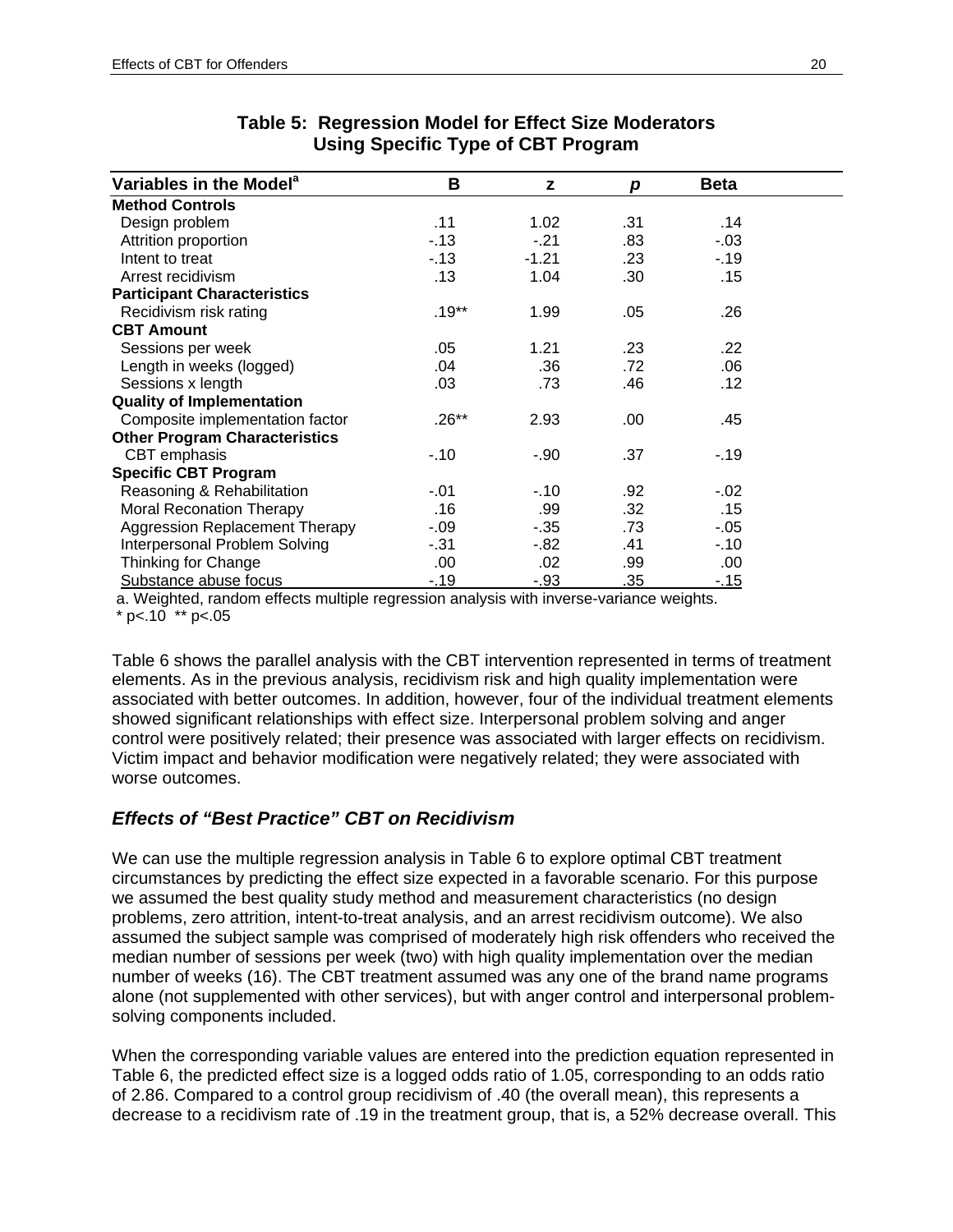**Table 5: Regression Model for Effect Size Moderators Using Specific Type of CBT Program**

| Variables in the Model[a] | B | z | *p* | Beta |
|---|---|---|---|---|
| **Method Controls** | | | | |
| Design problem | .11 | 1.02 | .31 | .14 |
| Attrition proportion | -.13 | -.21 | .83 | -.03 |
| Intent to treat | -.13 | -1.21 | .23 | -.19 |
| Arrest recidivism | .13 | 1.04 | .30 | .15 |
| **Participant Characteristics** | | | | |
| Recidivism risk rating | .19** | 1.99 | .05 | .26 |
| **CBT Amount** | | | | |
| Sessions per week | .05 | 1.21 | .23 | .22 |
| Length in weeks (logged) | .04 | .36 | .72 | .06 |
| Sessions x length | .03 | .73 | .46 | .12 |
| **Quality of Implementation** | | | | |
| Composite implementation factor | .26** | 2.93 | .00 | .45 |
| **Other Program Characteristics** | | | | |
| CBT emphasis | -.10 | -.90 | .37 | -.19 |
| **Specific CBT Program** | | | | |
| Reasoning & Rehabilitation | -.01 | -.10 | .92 | -.02 |
| Moral Reconation Therapy | .16 | .99 | .32 | .15 |
| Aggression Replacement Therapy | -.09 | -.35 | .73 | -.05 |
| Interpersonal Problem Solving | -.31 | -.82 | .41 | -.10 |
| Thinking for Change | .00 | .02 | .99 | .00 |
| Substance abuse focus | -.19 | -.93 | .35 | -.15 |

a. Weighted, random effects multiple regression analysis with inverse-variance weights.
\* p<.10 \*\* p<.05

Table 6 shows the parallel analysis with the CBT intervention represented in terms of treatment elements. As in the previous analysis, recidivism risk and high quality implementation were associated with better outcomes. In addition, however, four of the individual treatment elements showed significant relationships with effect size. Interpersonal problem solving and anger control were positively related; their presence was associated with larger effects on recidivism. Victim impact and behavior modification were negatively related; they were associated with worse outcomes.

### *Effects of "Best Practice" CBT on Recidivism*

We can use the multiple regression analysis in Table 6 to explore optimal CBT treatment circumstances by predicting the effect size expected in a favorable scenario. For this purpose we assumed the best quality study method and measurement characteristics (no design problems, zero attrition, intent-to-treat analysis, and an arrest recidivism outcome). We also assumed the subject sample was comprised of moderately high risk offenders who received the median number of sessions per week (two) with high quality implementation over the median number of weeks (16). The CBT treatment assumed was any one of the brand name programs alone (not supplemented with other services), but with anger control and interpersonal problem-solving components included.

When the corresponding variable values are entered into the prediction equation represented in Table 6, the predicted effect size is a logged odds ratio of 1.05, corresponding to an odds ratio of 2.86. Compared to a control group recidivism of .40 (the overall mean), this represents a decrease to a recidivism rate of .19 in the treatment group, that is, a 52% decrease overall. This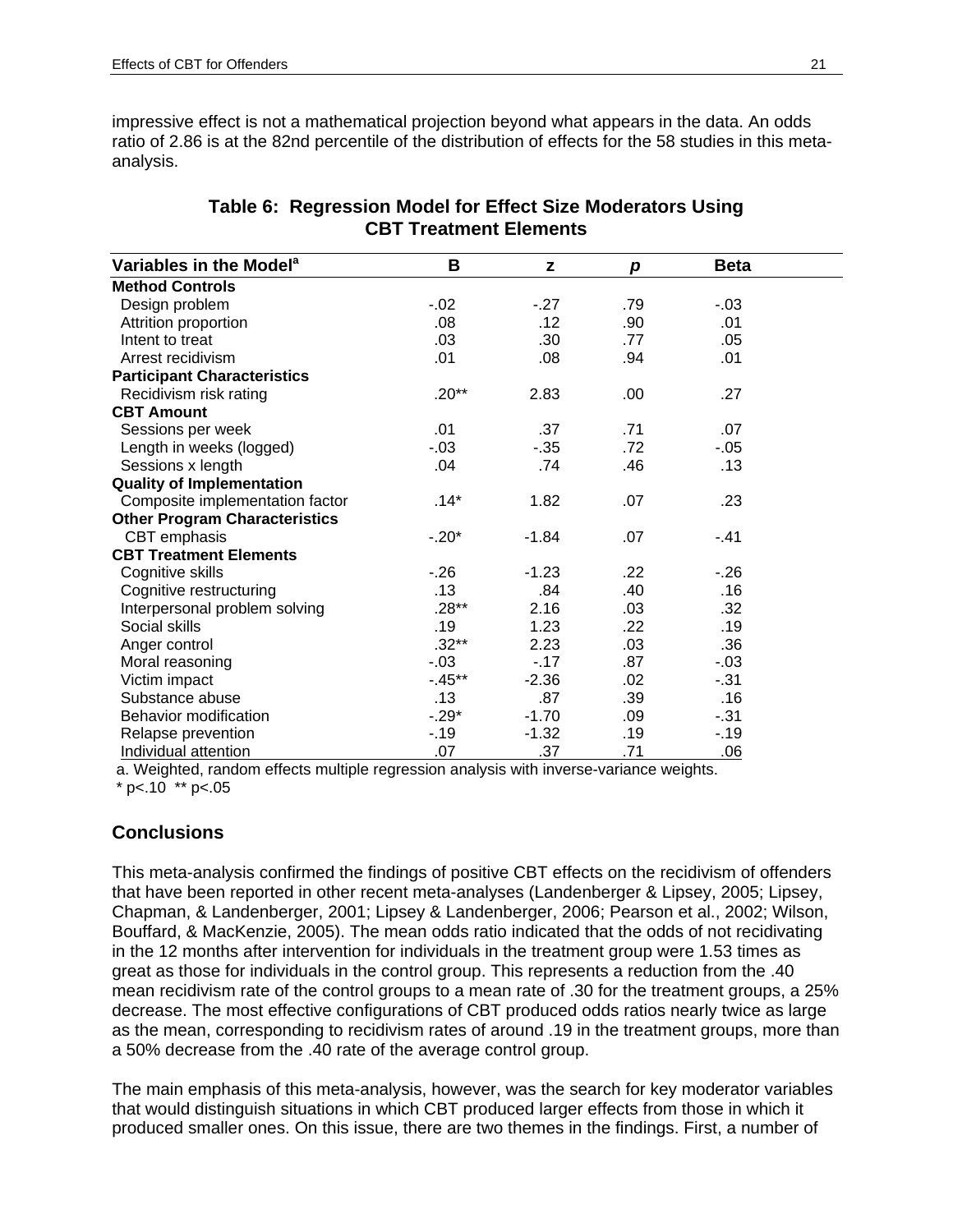impressive effect is not a mathematical projection beyond what appears in the data. An odds ratio of 2.86 is at the 82nd percentile of the distribution of effects for the 58 studies in this meta-analysis.

**Table 6: Regression Model for Effect Size Moderators Using CBT Treatment Elements**

| Variables in the Model[a] | B | z | *p* | Beta |
|---|---|---|---|---|
| **Method Controls** | | | | |
| Design problem | -.02 | -.27 | .79 | -.03 |
| Attrition proportion | .08 | .12 | .90 | .01 |
| Intent to treat | .03 | .30 | .77 | .05 |
| Arrest recidivism | .01 | .08 | .94 | .01 |
| **Participant Characteristics** | | | | |
| Recidivism risk rating | .20** | 2.83 | .00 | .27 |
| **CBT Amount** | | | | |
| Sessions per week | .01 | .37 | .71 | .07 |
| Length in weeks (logged) | -.03 | -.35 | .72 | -.05 |
| Sessions x length | .04 | .74 | .46 | .13 |
| **Quality of Implementation** | | | | |
| Composite implementation factor | .14* | 1.82 | .07 | .23 |
| **Other Program Characteristics** | | | | |
| CBT emphasis | -.20* | -1.84 | .07 | -.41 |
| **CBT Treatment Elements** | | | | |
| Cognitive skills | -.26 | -1.23 | .22 | -.26 |
| Cognitive restructuring | .13 | .84 | .40 | .16 |
| Interpersonal problem solving | .28** | 2.16 | .03 | .32 |
| Social skills | .19 | 1.23 | .22 | .19 |
| Anger control | .32** | 2.23 | .03 | .36 |
| Moral reasoning | -.03 | -.17 | .87 | -.03 |
| Victim impact | -.45** | -2.36 | .02 | -.31 |
| Substance abuse | .13 | .87 | .39 | .16 |
| Behavior modification | -.29* | -1.70 | .09 | -.31 |
| Relapse prevention | -.19 | -1.32 | .19 | -.19 |
| Individual attention | .07 | .37 | .71 | .06 |

a. Weighted, random effects multiple regression analysis with inverse-variance weights.
\* p<.10 ** p<.05

## Conclusions

This meta-analysis confirmed the findings of positive CBT effects on the recidivism of offenders that have been reported in other recent meta-analyses (Landenberger & Lipsey, 2005; Lipsey, Chapman, & Landenberger, 2001; Lipsey & Landenberger, 2006; Pearson et al., 2002; Wilson, Bouffard, & MacKenzie, 2005). The mean odds ratio indicated that the odds of not recidivating in the 12 months after intervention for individuals in the treatment group were 1.53 times as great as those for individuals in the control group. This represents a reduction from the .40 mean recidivism rate of the control groups to a mean rate of .30 for the treatment groups, a 25% decrease. The most effective configurations of CBT produced odds ratios nearly twice as large as the mean, corresponding to recidivism rates of around .19 in the treatment groups, more than a 50% decrease from the .40 rate of the average control group.

The main emphasis of this meta-analysis, however, was the search for key moderator variables that would distinguish situations in which CBT produced larger effects from those in which it produced smaller ones. On this issue, there are two themes in the findings. First, a number of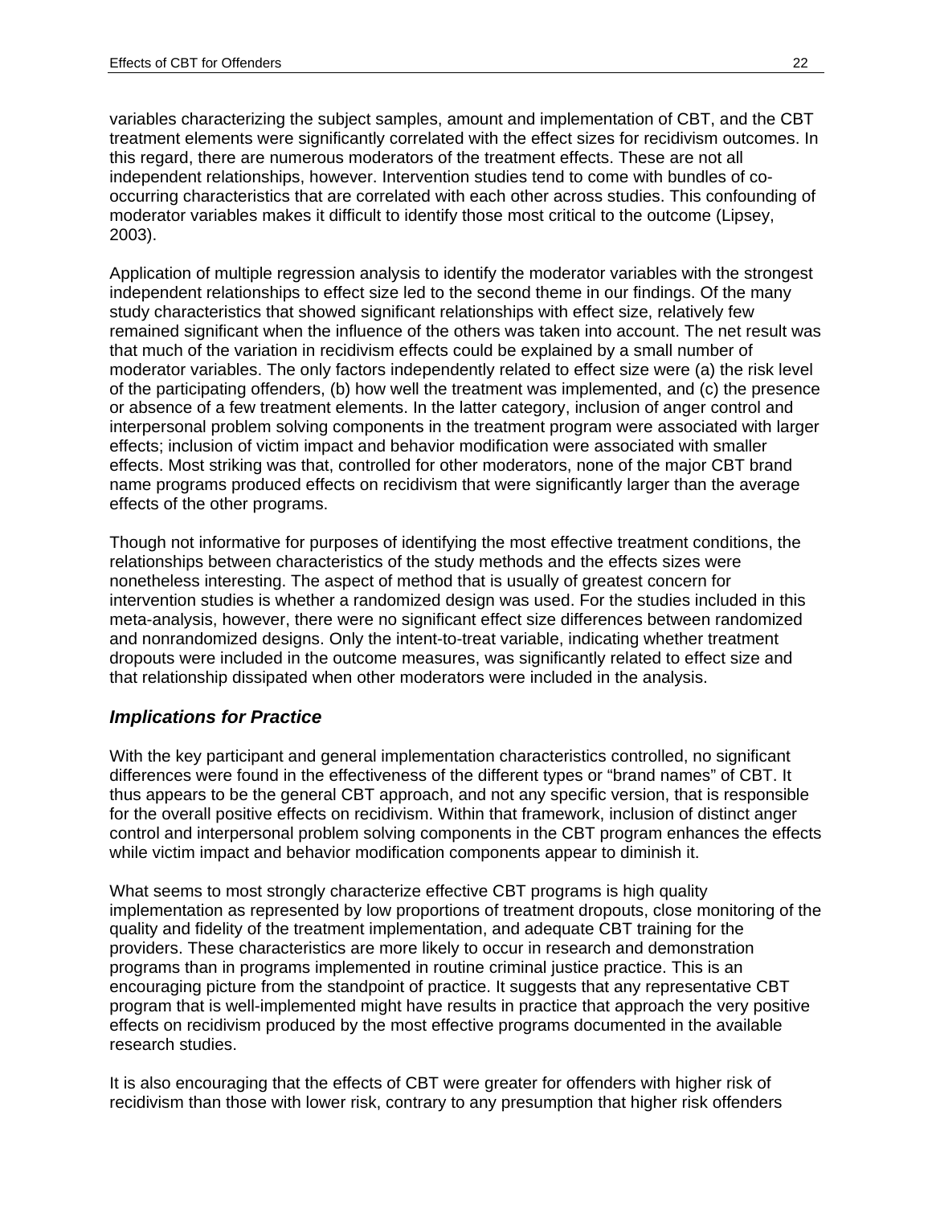variables characterizing the subject samples, amount and implementation of CBT, and the CBT treatment elements were significantly correlated with the effect sizes for recidivism outcomes. In this regard, there are numerous moderators of the treatment effects. These are not all independent relationships, however. Intervention studies tend to come with bundles of co-occurring characteristics that are correlated with each other across studies. This confounding of moderator variables makes it difficult to identify those most critical to the outcome (Lipsey, 2003).

Application of multiple regression analysis to identify the moderator variables with the strongest independent relationships to effect size led to the second theme in our findings. Of the many study characteristics that showed significant relationships with effect size, relatively few remained significant when the influence of the others was taken into account. The net result was that much of the variation in recidivism effects could be explained by a small number of moderator variables. The only factors independently related to effect size were (a) the risk level of the participating offenders, (b) how well the treatment was implemented, and (c) the presence or absence of a few treatment elements. In the latter category, inclusion of anger control and interpersonal problem solving components in the treatment program were associated with larger effects; inclusion of victim impact and behavior modification were associated with smaller effects. Most striking was that, controlled for other moderators, none of the major CBT brand name programs produced effects on recidivism that were significantly larger than the average effects of the other programs.

Though not informative for purposes of identifying the most effective treatment conditions, the relationships between characteristics of the study methods and the effects sizes were nonetheless interesting. The aspect of method that is usually of greatest concern for intervention studies is whether a randomized design was used. For the studies included in this meta-analysis, however, there were no significant effect size differences between randomized and nonrandomized designs. Only the intent-to-treat variable, indicating whether treatment dropouts were included in the outcome measures, was significantly related to effect size and that relationship dissipated when other moderators were included in the analysis.

### *Implications for Practice*

With the key participant and general implementation characteristics controlled, no significant differences were found in the effectiveness of the different types or "brand names" of CBT. It thus appears to be the general CBT approach, and not any specific version, that is responsible for the overall positive effects on recidivism. Within that framework, inclusion of distinct anger control and interpersonal problem solving components in the CBT program enhances the effects while victim impact and behavior modification components appear to diminish it.

What seems to most strongly characterize effective CBT programs is high quality implementation as represented by low proportions of treatment dropouts, close monitoring of the quality and fidelity of the treatment implementation, and adequate CBT training for the providers. These characteristics are more likely to occur in research and demonstration programs than in programs implemented in routine criminal justice practice. This is an encouraging picture from the standpoint of practice. It suggests that any representative CBT program that is well-implemented might have results in practice that approach the very positive effects on recidivism produced by the most effective programs documented in the available research studies.

It is also encouraging that the effects of CBT were greater for offenders with higher risk of recidivism than those with lower risk, contrary to any presumption that higher risk offenders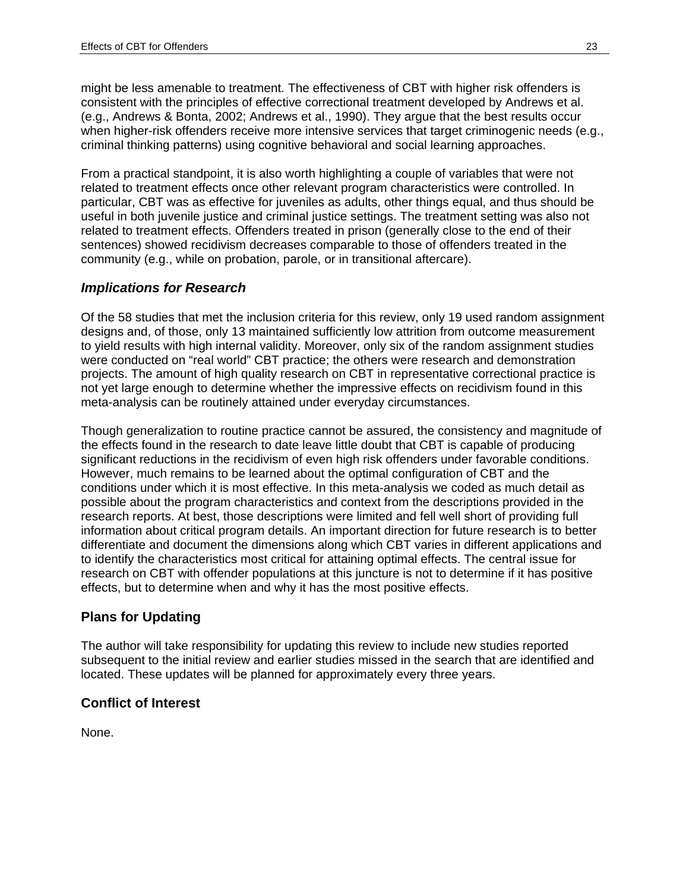might be less amenable to treatment. The effectiveness of CBT with higher risk offenders is consistent with the principles of effective correctional treatment developed by Andrews et al. (e.g., Andrews & Bonta, 2002; Andrews et al., 1990). They argue that the best results occur when higher-risk offenders receive more intensive services that target criminogenic needs (e.g., criminal thinking patterns) using cognitive behavioral and social learning approaches.

From a practical standpoint, it is also worth highlighting a couple of variables that were not related to treatment effects once other relevant program characteristics were controlled. In particular, CBT was as effective for juveniles as adults, other things equal, and thus should be useful in both juvenile justice and criminal justice settings. The treatment setting was also not related to treatment effects. Offenders treated in prison (generally close to the end of their sentences) showed recidivism decreases comparable to those of offenders treated in the community (e.g., while on probation, parole, or in transitional aftercare).

### *Implications for Research*

Of the 58 studies that met the inclusion criteria for this review, only 19 used random assignment designs and, of those, only 13 maintained sufficiently low attrition from outcome measurement to yield results with high internal validity. Moreover, only six of the random assignment studies were conducted on “real world” CBT practice; the others were research and demonstration projects. The amount of high quality research on CBT in representative correctional practice is not yet large enough to determine whether the impressive effects on recidivism found in this meta-analysis can be routinely attained under everyday circumstances.

Though generalization to routine practice cannot be assured, the consistency and magnitude of the effects found in the research to date leave little doubt that CBT is capable of producing significant reductions in the recidivism of even high risk offenders under favorable conditions. However, much remains to be learned about the optimal configuration of CBT and the conditions under which it is most effective. In this meta-analysis we coded as much detail as possible about the program characteristics and context from the descriptions provided in the research reports. At best, those descriptions were limited and fell well short of providing full information about critical program details. An important direction for future research is to better differentiate and document the dimensions along which CBT varies in different applications and to identify the characteristics most critical for attaining optimal effects. The central issue for research on CBT with offender populations at this juncture is not to determine if it has positive effects, but to determine when and why it has the most positive effects.

## Plans for Updating

The author will take responsibility for updating this review to include new studies reported subsequent to the initial review and earlier studies missed in the search that are identified and located. These updates will be planned for approximately every three years.

## Conflict of Interest

None.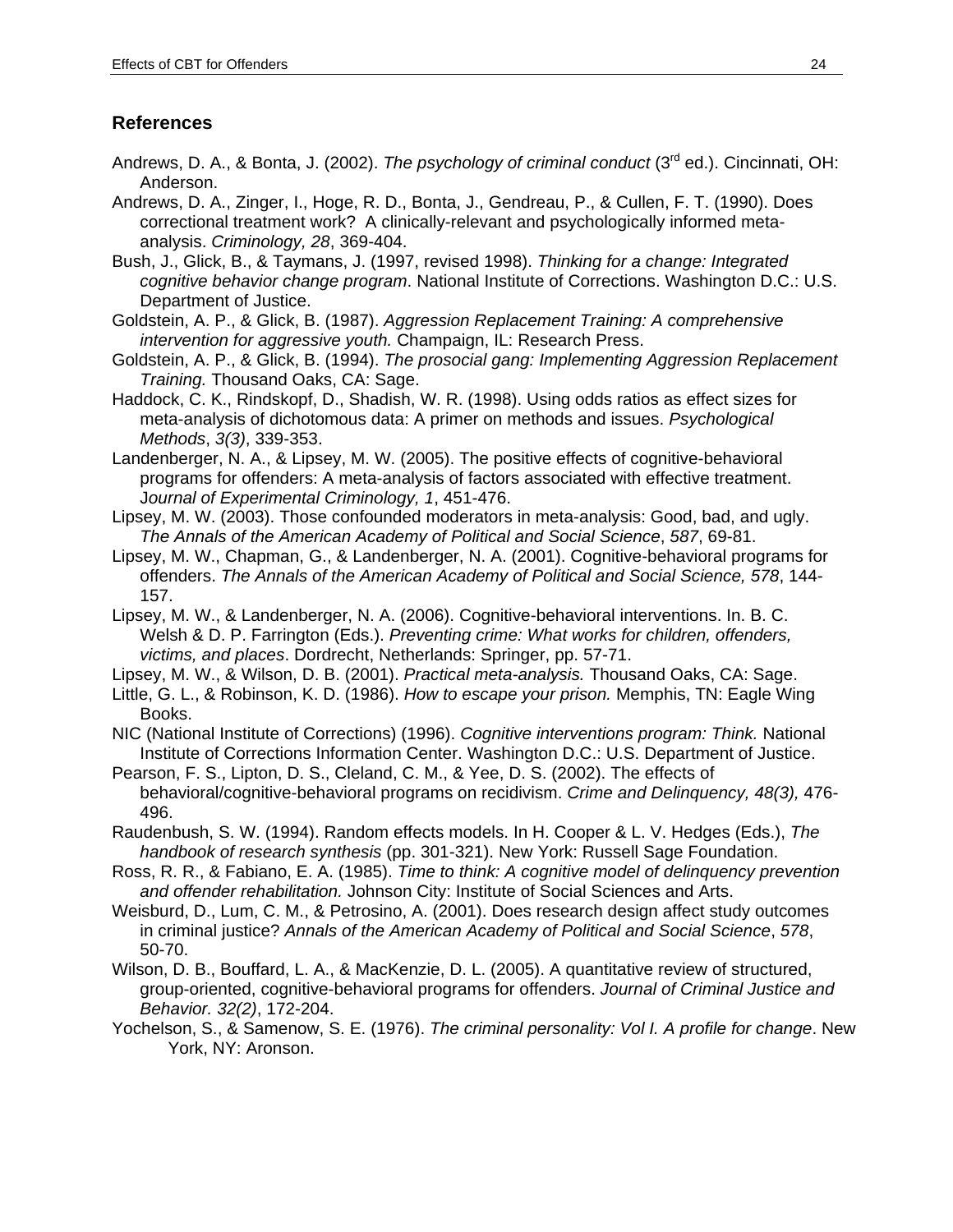## References

Andrews, D. A., & Bonta, J. (2002). *The psychology of criminal conduct* (3rd ed.). Cincinnati, OH: Anderson.

Andrews, D. A., Zinger, I., Hoge, R. D., Bonta, J., Gendreau, P., & Cullen, F. T. (1990). Does correctional treatment work? A clinically-relevant and psychologically informed meta-analysis. *Criminology, 28*, 369-404.

Bush, J., Glick, B., & Taymans, J. (1997, revised 1998). *Thinking for a change: Integrated cognitive behavior change program*. National Institute of Corrections. Washington D.C.: U.S. Department of Justice.

Goldstein, A. P., & Glick, B. (1987). *Aggression Replacement Training: A comprehensive intervention for aggressive youth.* Champaign, IL: Research Press.

Goldstein, A. P., & Glick, B. (1994). *The prosocial gang: Implementing Aggression Replacement Training.* Thousand Oaks, CA: Sage.

Haddock, C. K., Rindskopf, D., Shadish, W. R. (1998). Using odds ratios as effect sizes for meta-analysis of dichotomous data: A primer on methods and issues. *Psychological Methods*, *3(3)*, 339-353.

Landenberger, N. A., & Lipsey, M. W. (2005). The positive effects of cognitive-behavioral programs for offenders: A meta-analysis of factors associated with effective treatment. *Journal of Experimental Criminology, 1*, 451-476.

Lipsey, M. W. (2003). Those confounded moderators in meta-analysis: Good, bad, and ugly. *The Annals of the American Academy of Political and Social Science*, *587*, 69-81.

Lipsey, M. W., Chapman, G., & Landenberger, N. A. (2001). Cognitive-behavioral programs for offenders. *The Annals of the American Academy of Political and Social Science, 578*, 144-157.

Lipsey, M. W., & Landenberger, N. A. (2006). Cognitive-behavioral interventions. In. B. C. Welsh & D. P. Farrington (Eds.). *Preventing crime: What works for children, offenders, victims, and places*. Dordrecht, Netherlands: Springer, pp. 57-71.

Lipsey, M. W., & Wilson, D. B. (2001). *Practical meta-analysis.* Thousand Oaks, CA: Sage.

Little, G. L., & Robinson, K. D. (1986). *How to escape your prison.* Memphis, TN: Eagle Wing Books.

NIC (National Institute of Corrections) (1996). *Cognitive interventions program: Think.* National Institute of Corrections Information Center. Washington D.C.: U.S. Department of Justice.

Pearson, F. S., Lipton, D. S., Cleland, C. M., & Yee, D. S. (2002). The effects of behavioral/cognitive-behavioral programs on recidivism. *Crime and Delinquency, 48(3),* 476-496.

Raudenbush, S. W. (1994). Random effects models. In H. Cooper & L. V. Hedges (Eds.), *The handbook of research synthesis* (pp. 301-321). New York: Russell Sage Foundation.

Ross, R. R., & Fabiano, E. A. (1985). *Time to think: A cognitive model of delinquency prevention and offender rehabilitation.* Johnson City: Institute of Social Sciences and Arts.

Weisburd, D., Lum, C. M., & Petrosino, A. (2001). Does research design affect study outcomes in criminal justice? *Annals of the American Academy of Political and Social Science*, *578*, 50-70.

Wilson, D. B., Bouffard, L. A., & MacKenzie, D. L. (2005). A quantitative review of structured, group-oriented, cognitive-behavioral programs for offenders. *Journal of Criminal Justice and Behavior. 32(2)*, 172-204.

Yochelson, S., & Samenow, S. E. (1976). *The criminal personality: Vol I. A profile for change*. New York, NY: Aronson.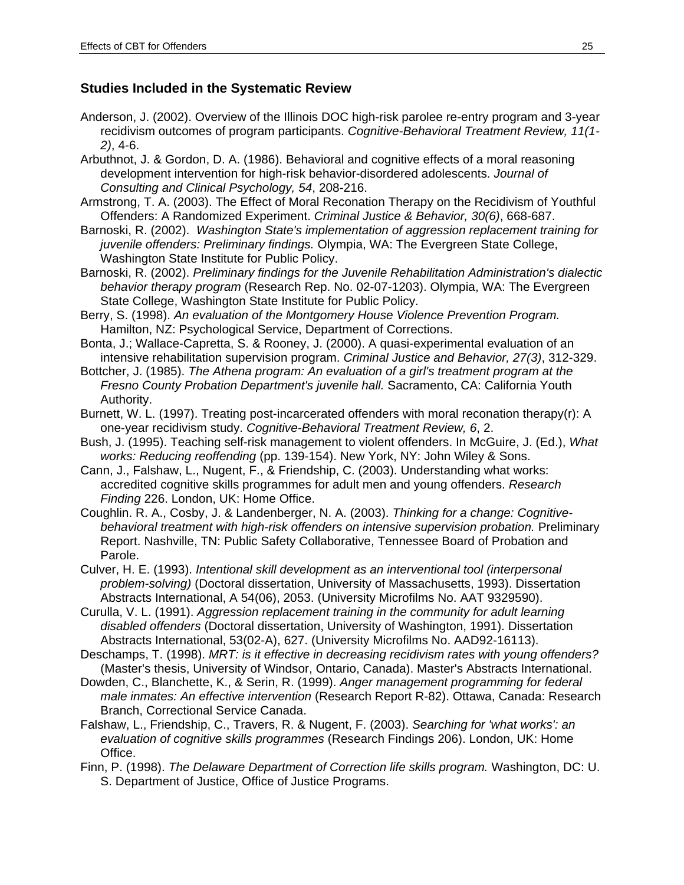### Studies Included in the Systematic Review

Anderson, J. (2002). Overview of the Illinois DOC high-risk parolee re-entry program and 3-year recidivism outcomes of program participants. *Cognitive-Behavioral Treatment Review, 11(1-2)*, 4-6.

Arbuthnot, J. & Gordon, D. A. (1986). Behavioral and cognitive effects of a moral reasoning development intervention for high-risk behavior-disordered adolescents. *Journal of Consulting and Clinical Psychology, 54*, 208-216.

Armstrong, T. A. (2003). The Effect of Moral Reconation Therapy on the Recidivism of Youthful Offenders: A Randomized Experiment. *Criminal Justice & Behavior, 30(6)*, 668-687.

Barnoski, R. (2002). *Washington State's implementation of aggression replacement training for juvenile offenders: Preliminary findings.* Olympia, WA: The Evergreen State College, Washington State Institute for Public Policy.

Barnoski, R. (2002). *Preliminary findings for the Juvenile Rehabilitation Administration's dialectic behavior therapy program* (Research Rep. No. 02-07-1203). Olympia, WA: The Evergreen State College, Washington State Institute for Public Policy.

Berry, S. (1998). *An evaluation of the Montgomery House Violence Prevention Program.* Hamilton, NZ: Psychological Service, Department of Corrections.

Bonta, J.; Wallace-Capretta, S. & Rooney, J. (2000). A quasi-experimental evaluation of an intensive rehabilitation supervision program. *Criminal Justice and Behavior, 27(3)*, 312-329.

Bottcher, J. (1985). *The Athena program: An evaluation of a girl's treatment program at the Fresno County Probation Department's juvenile hall.* Sacramento, CA: California Youth Authority.

Burnett, W. L. (1997). Treating post-incarcerated offenders with moral reconation therapy(r): A one-year recidivism study. *Cognitive-Behavioral Treatment Review, 6*, 2.

Bush, J. (1995). Teaching self-risk management to violent offenders. In McGuire, J. (Ed.), *What works: Reducing reoffending* (pp. 139-154). New York, NY: John Wiley & Sons.

Cann, J., Falshaw, L., Nugent, F., & Friendship, C. (2003). Understanding what works: accredited cognitive skills programmes for adult men and young offenders. *Research Finding* 226. London, UK: Home Office.

Coughlin. R. A., Cosby, J. & Landenberger, N. A. (2003). *Thinking for a change: Cognitive-behavioral treatment with high-risk offenders on intensive supervision probation.* Preliminary Report. Nashville, TN: Public Safety Collaborative, Tennessee Board of Probation and Parole.

Culver, H. E. (1993). *Intentional skill development as an interventional tool (interpersonal problem-solving)* (Doctoral dissertation, University of Massachusetts, 1993). Dissertation Abstracts International, A 54(06), 2053. (University Microfilms No. AAT 9329590).

Curulla, V. L. (1991). *Aggression replacement training in the community for adult learning disabled offenders* (Doctoral dissertation, University of Washington, 1991). Dissertation Abstracts International, 53(02-A), 627. (University Microfilms No. AAD92-16113).

Deschamps, T. (1998). *MRT: is it effective in decreasing recidivism rates with young offenders?* (Master's thesis, University of Windsor, Ontario, Canada). Master's Abstracts International.

Dowden, C., Blanchette, K., & Serin, R. (1999). *Anger management programming for federal male inmates: An effective intervention* (Research Report R-82). Ottawa, Canada: Research Branch, Correctional Service Canada.

Falshaw, L., Friendship, C., Travers, R. & Nugent, F. (2003). *Searching for 'what works': an evaluation of cognitive skills programmes* (Research Findings 206). London, UK: Home Office.

Finn, P. (1998). *The Delaware Department of Correction life skills program.* Washington, DC: U. S. Department of Justice, Office of Justice Programs.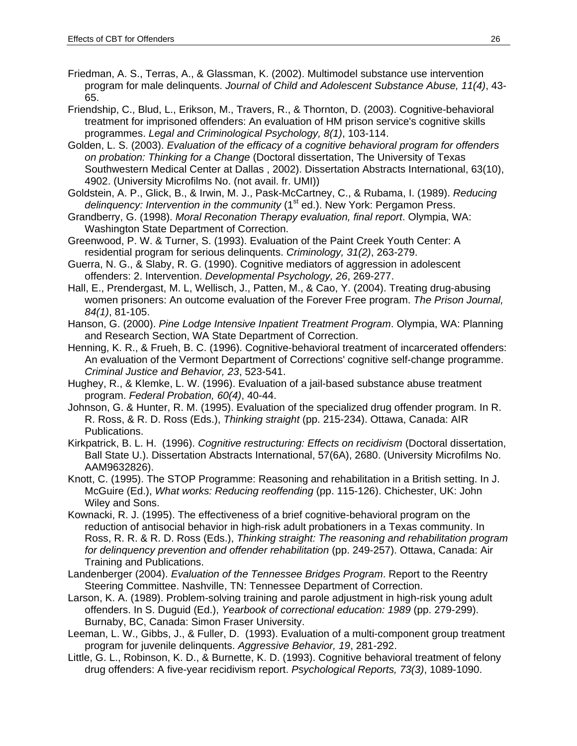Friedman, A. S., Terras, A., & Glassman, K. (2002). Multimodel substance use intervention program for male delinquents. *Journal of Child and Adolescent Substance Abuse, 11(4)*, 43-65.

Friendship, C., Blud, L., Erikson, M., Travers, R., & Thornton, D. (2003). Cognitive-behavioral treatment for imprisoned offenders: An evaluation of HM prison service's cognitive skills programmes. *Legal and Criminological Psychology, 8(1)*, 103-114.

Golden, L. S. (2003). *Evaluation of the efficacy of a cognitive behavioral program for offenders on probation: Thinking for a Change* (Doctoral dissertation, The University of Texas Southwestern Medical Center at Dallas , 2002). Dissertation Abstracts International, 63(10), 4902. (University Microfilms No. (not avail. fr. UMI))

Goldstein, A. P., Glick, B., & Irwin, M. J., Pask-McCartney, C., & Rubama, I. (1989). *Reducing delinquency: Intervention in the community* (1st ed.). New York: Pergamon Press.

Grandberry, G. (1998). *Moral Reconation Therapy evaluation, final report*. Olympia, WA: Washington State Department of Correction.

Greenwood, P. W. & Turner, S. (1993). Evaluation of the Paint Creek Youth Center: A residential program for serious delinquents. *Criminology, 31(2)*, 263-279.

Guerra, N. G., & Slaby, R. G. (1990). Cognitive mediators of aggression in adolescent offenders: 2. Intervention. *Developmental Psychology, 26*, 269-277.

Hall, E., Prendergast, M. L, Wellisch, J., Patten, M., & Cao, Y. (2004). Treating drug-abusing women prisoners: An outcome evaluation of the Forever Free program. *The Prison Journal, 84(1)*, 81-105.

Hanson, G. (2000). *Pine Lodge Intensive Inpatient Treatment Program*. Olympia, WA: Planning and Research Section, WA State Department of Correction.

Henning, K. R., & Frueh, B. C. (1996). Cognitive-behavioral treatment of incarcerated offenders: An evaluation of the Vermont Department of Corrections' cognitive self-change programme. *Criminal Justice and Behavior, 23*, 523-541.

Hughey, R., & Klemke, L. W. (1996). Evaluation of a jail-based substance abuse treatment program. *Federal Probation, 60(4)*, 40-44.

Johnson, G. & Hunter, R. M. (1995). Evaluation of the specialized drug offender program. In R. R. Ross, & R. D. Ross (Eds.), *Thinking straight* (pp. 215-234). Ottawa, Canada: AIR Publications.

Kirkpatrick, B. L. H. (1996). *Cognitive restructuring: Effects on recidivism* (Doctoral dissertation, Ball State U.). Dissertation Abstracts International, 57(6A), 2680. (University Microfilms No. AAM9632826).

Knott, C. (1995). The STOP Programme: Reasoning and rehabilitation in a British setting. In J. McGuire (Ed.), *What works: Reducing reoffending* (pp. 115-126). Chichester, UK: John Wiley and Sons.

Kownacki, R. J. (1995). The effectiveness of a brief cognitive-behavioral program on the reduction of antisocial behavior in high-risk adult probationers in a Texas community. In Ross, R. R. & R. D. Ross (Eds.), *Thinking straight: The reasoning and rehabilitation program for delinquency prevention and offender rehabilitation* (pp. 249-257). Ottawa, Canada: Air Training and Publications.

Landenberger (2004). *Evaluation of the Tennessee Bridges Program*. Report to the Reentry Steering Committee. Nashville, TN: Tennessee Department of Correction.

Larson, K. A. (1989). Problem-solving training and parole adjustment in high-risk young adult offenders. In S. Duguid (Ed.), *Yearbook of correctional education: 1989* (pp. 279-299). Burnaby, BC, Canada: Simon Fraser University.

Leeman, L. W., Gibbs, J., & Fuller, D. (1993). Evaluation of a multi-component group treatment program for juvenile delinquents. *Aggressive Behavior, 19*, 281-292.

Little, G. L., Robinson, K. D., & Burnette, K. D. (1993). Cognitive behavioral treatment of felony drug offenders: A five-year recidivism report. *Psychological Reports, 73(3)*, 1089-1090.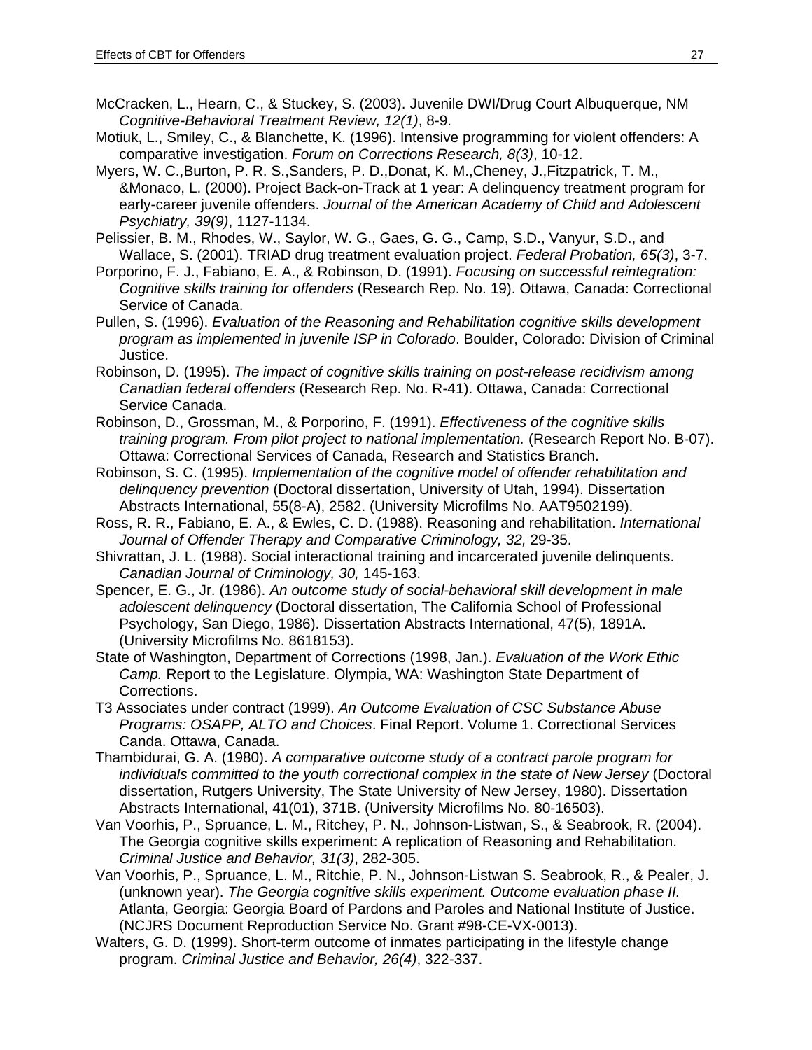McCracken, L., Hearn, C., & Stuckey, S. (2003). Juvenile DWI/Drug Court Albuquerque, NM *Cognitive-Behavioral Treatment Review, 12(1)*, 8-9.

Motiuk, L., Smiley, C., & Blanchette, K. (1996). Intensive programming for violent offenders: A comparative investigation. *Forum on Corrections Research, 8(3)*, 10-12.

Myers, W. C.,Burton, P. R. S.,Sanders, P. D.,Donat, K. M.,Cheney, J.,Fitzpatrick, T. M., &Monaco, L. (2000). Project Back-on-Track at 1 year: A delinquency treatment program for early-career juvenile offenders. *Journal of the American Academy of Child and Adolescent Psychiatry, 39(9)*, 1127-1134.

Pelissier, B. M., Rhodes, W., Saylor, W. G., Gaes, G. G., Camp, S.D., Vanyur, S.D., and Wallace, S. (2001). TRIAD drug treatment evaluation project. *Federal Probation, 65(3)*, 3-7.

Porporino, F. J., Fabiano, E. A., & Robinson, D. (1991). *Focusing on successful reintegration: Cognitive skills training for offenders* (Research Rep. No. 19). Ottawa, Canada: Correctional Service of Canada.

Pullen, S. (1996). *Evaluation of the Reasoning and Rehabilitation cognitive skills development program as implemented in juvenile ISP in Colorado*. Boulder, Colorado: Division of Criminal Justice.

Robinson, D. (1995). *The impact of cognitive skills training on post-release recidivism among Canadian federal offenders* (Research Rep. No. R-41). Ottawa, Canada: Correctional Service Canada.

Robinson, D., Grossman, M., & Porporino, F. (1991). *Effectiveness of the cognitive skills training program. From pilot project to national implementation.* (Research Report No. B-07). Ottawa: Correctional Services of Canada, Research and Statistics Branch.

Robinson, S. C. (1995). *Implementation of the cognitive model of offender rehabilitation and delinquency prevention* (Doctoral dissertation, University of Utah, 1994). Dissertation Abstracts International, 55(8-A), 2582. (University Microfilms No. AAT9502199).

Ross, R. R., Fabiano, E. A., & Ewles, C. D. (1988). Reasoning and rehabilitation. *International Journal of Offender Therapy and Comparative Criminology, 32,* 29-35.

Shivrattan, J. L. (1988). Social interactional training and incarcerated juvenile delinquents. *Canadian Journal of Criminology, 30,* 145-163.

Spencer, E. G., Jr. (1986). *An outcome study of social-behavioral skill development in male adolescent delinquency* (Doctoral dissertation, The California School of Professional Psychology, San Diego, 1986). Dissertation Abstracts International, 47(5), 1891A. (University Microfilms No. 8618153).

State of Washington, Department of Corrections (1998, Jan.). *Evaluation of the Work Ethic Camp.* Report to the Legislature. Olympia, WA: Washington State Department of Corrections.

T3 Associates under contract (1999). *An Outcome Evaluation of CSC Substance Abuse Programs: OSAPP, ALTO and Choices*. Final Report. Volume 1. Correctional Services Canda. Ottawa, Canada.

Thambidurai, G. A. (1980). *A comparative outcome study of a contract parole program for individuals committed to the youth correctional complex in the state of New Jersey* (Doctoral dissertation, Rutgers University, The State University of New Jersey, 1980). Dissertation Abstracts International, 41(01), 371B. (University Microfilms No. 80-16503).

Van Voorhis, P., Spruance, L. M., Ritchey, P. N., Johnson-Listwan, S., & Seabrook, R. (2004). The Georgia cognitive skills experiment: A replication of Reasoning and Rehabilitation. *Criminal Justice and Behavior, 31(3)*, 282-305.

Van Voorhis, P., Spruance, L. M., Ritchie, P. N., Johnson-Listwan S. Seabrook, R., & Pealer, J. (unknown year). *The Georgia cognitive skills experiment. Outcome evaluation phase II.* Atlanta, Georgia: Georgia Board of Pardons and Paroles and National Institute of Justice. (NCJRS Document Reproduction Service No. Grant #98-CE-VX-0013).

Walters, G. D. (1999). Short-term outcome of inmates participating in the lifestyle change program. *Criminal Justice and Behavior, 26(4)*, 322-337.